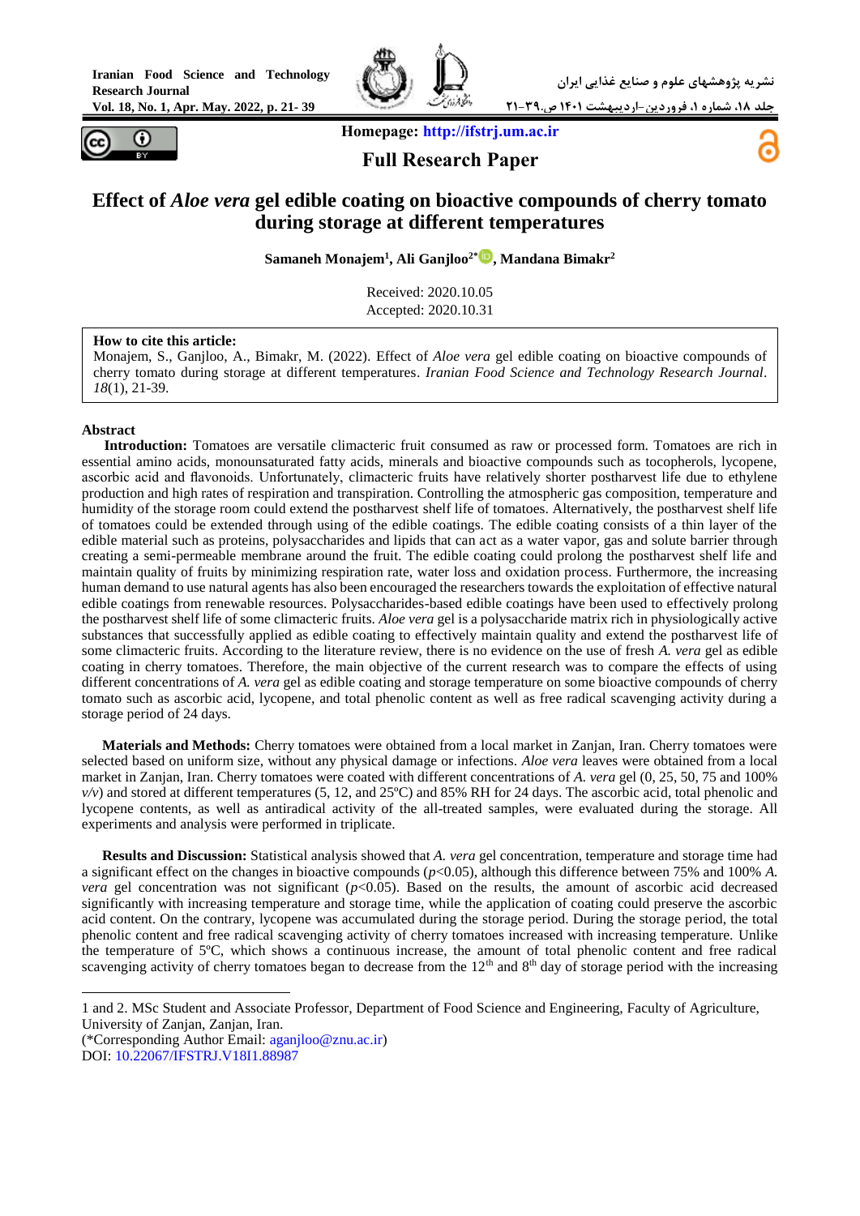Homepage: http://ifstrj.um.ac.ir

**Full Research Paper**

# Effect of *Aloe vera* gel edible coating on bioactive compounds of cherry tomato during storage at different temperatures

**Samaneh Monajem[1], Ali Ganjloo[2*], Mandana Bimakr[2]**

Received: 2020.10.05
Accepted: 2020.10.31

**How to cite this article:**
Monajem, S., Ganjloo, A., Bimakr, M. (2022). Effect of *Aloe vera* gel edible coating on bioactive compounds of cherry tomato during storage at different temperatures. *Iranian Food Science and Technology Research Journal*. *18*(1), 21-39.

## Abstract

**Introduction:** Tomatoes are versatile climacteric fruit consumed as raw or processed form. Tomatoes are rich in essential amino acids, monounsaturated fatty acids, minerals and bioactive compounds such as tocopherols, lycopene, ascorbic acid and flavonoids. Unfortunately, climacteric fruits have relatively shorter postharvest life due to ethylene production and high rates of respiration and transpiration. Controlling the atmospheric gas composition, temperature and humidity of the storage room could extend the postharvest shelf life of tomatoes. Alternatively, the postharvest shelf life of tomatoes could be extended through using of the edible coatings. The edible coating consists of a thin layer of the edible material such as proteins, polysaccharides and lipids that can act as a water vapor, gas and solute barrier through creating a semi-permeable membrane around the fruit. The edible coating could prolong the postharvest shelf life and maintain quality of fruits by minimizing respiration rate, water loss and oxidation process. Furthermore, the increasing human demand to use natural agents has also been encouraged the researchers towards the exploitation of effective natural edible coatings from renewable resources. Polysaccharides-based edible coatings have been used to effectively prolong the postharvest shelf life of some climacteric fruits. *Aloe vera* gel is a polysaccharide matrix rich in physiologically active substances that successfully applied as edible coating to effectively maintain quality and extend the postharvest life of some climacteric fruits. According to the literature review, there is no evidence on the use of fresh *A. vera* gel as edible coating in cherry tomatoes. Therefore, the main objective of the current research was to compare the effects of using different concentrations of *A. vera* gel as edible coating and storage temperature on some bioactive compounds of cherry tomato such as ascorbic acid, lycopene, and total phenolic content as well as free radical scavenging activity during a storage period of 24 days.

**Materials and Methods:** Cherry tomatoes were obtained from a local market in Zanjan, Iran. Cherry tomatoes were selected based on uniform size, without any physical damage or infections. *Aloe vera* leaves were obtained from a local market in Zanjan, Iran. Cherry tomatoes were coated with different concentrations of *A. vera* gel (0, 25, 50, 75 and 100% *v/v*) and stored at different temperatures (5, 12, and 25ºC) and 85% RH for 24 days. The ascorbic acid, total phenolic and lycopene contents, as well as antiradical activity of the all-treated samples, were evaluated during the storage. All experiments and analysis were performed in triplicate.

**Results and Discussion:** Statistical analysis showed that *A. vera* gel concentration, temperature and storage time had a significant effect on the changes in bioactive compounds ($p<0.05$), although this difference between 75% and 100% *A. vera* gel concentration was not significant ($p<0.05$). Based on the results, the amount of ascorbic acid decreased significantly with increasing temperature and storage time, while the application of coating could preserve the ascorbic acid content. On the contrary, lycopene was accumulated during the storage period. During the storage period, the total phenolic content and free radical scavenging activity of cherry tomatoes increased with increasing temperature. Unlike the temperature of 5ºC, which shows a continuous increase, the amount of total phenolic content and free radical scavenging activity of cherry tomatoes began to decrease from the 12th and 8th day of storage period with the increasing

---

1 and 2. MSc Student and Associate Professor, Department of Food Science and Engineering, Faculty of Agriculture, University of Zanjan, Zanjan, Iran.
(*Corresponding Author Email: aganjloo@znu.ac.ir)
DOI: 10.22067/IFSTRJ.V18I1.88987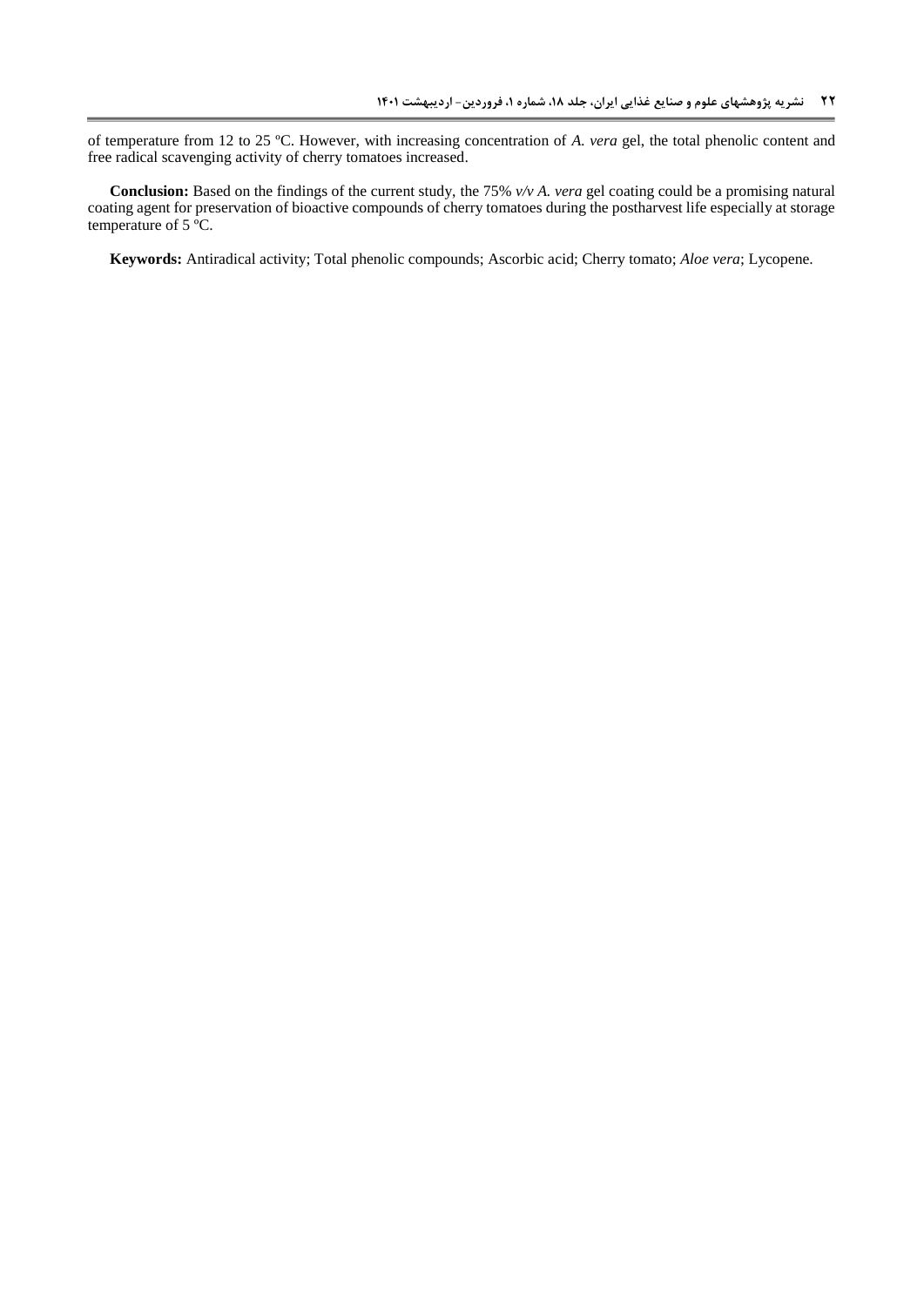of temperature from 12 to 25 ºC. However, with increasing concentration of *A. vera* gel, the total phenolic content and free radical scavenging activity of cherry tomatoes increased.

**Conclusion:** Based on the findings of the current study, the 75% *v/v A. vera* gel coating could be a promising natural coating agent for preservation of bioactive compounds of cherry tomatoes during the postharvest life especially at storage temperature of 5 ºC.

**Keywords:** Antiradical activity; Total phenolic compounds; Ascorbic acid; Cherry tomato; *Aloe vera*; Lycopene.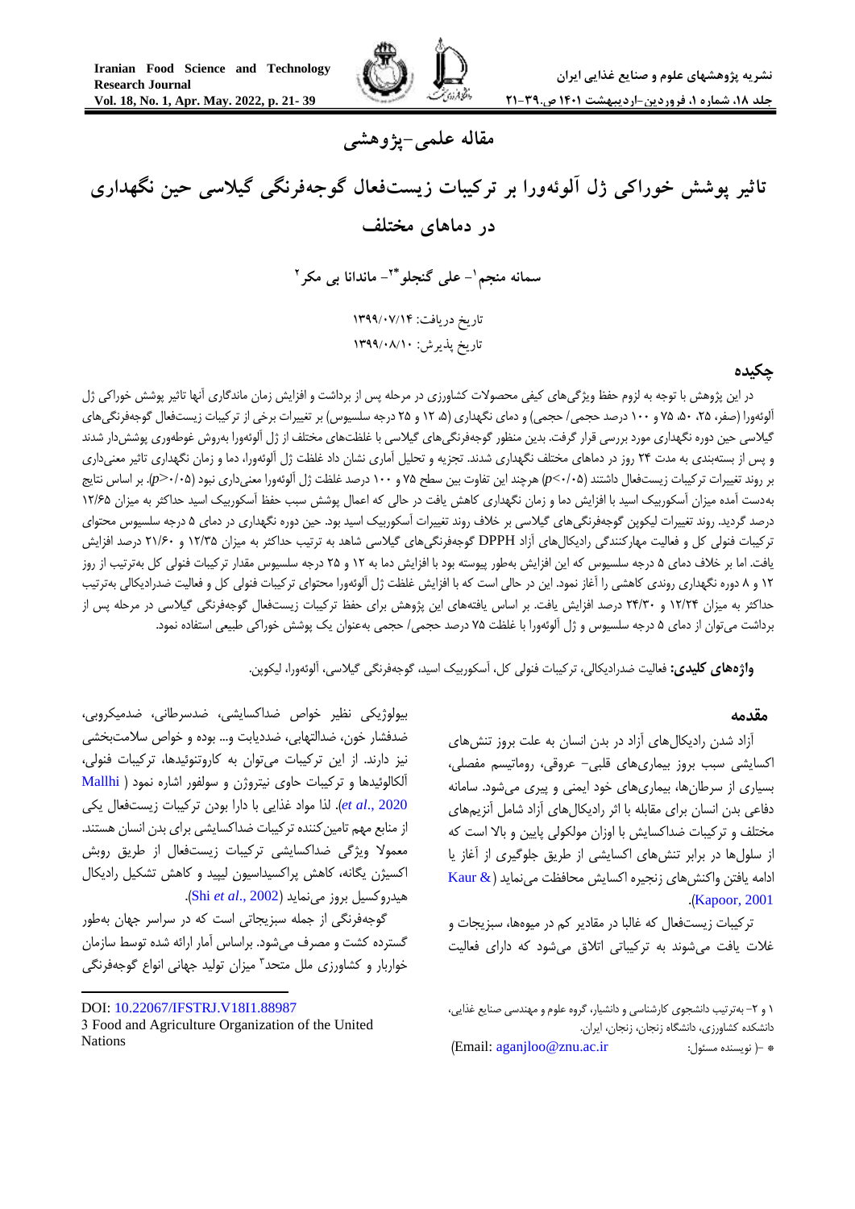مقاله علمی-پژوهشی

# تاثیر پوشش خوراکی ژل آلوئه‌ورا بر ترکیبات زیست‌فعال گوجه‌فرنگی گیلاسی حین نگهداری در دماهای مختلف

سمانه منجم[1] - علی گنجلو[2*] - ماندانا بی مکر[2]

تاریخ دریافت: ۱۳۹۹/۰۷/۱۴

تاریخ پذیرش: ۱۳۹۹/۰۸/۱۰

## چکیده

در این پژوهش با توجه به لزوم حفظ ویژگی‌های کیفی محصولات کشاورزی در مرحله پس از برداشت و افزایش زمان ماندگاری آنها تاثیر پوشش خوراکی ژل آلوئه‌ورا (صفر، ۲۵، ۵۰، ۷۵ و ۱۰۰ درصد حجمی/ حجمی) و دمای نگهداری (۵، ۱۲ و ۲۵ درجه سلسیوس) بر تغییرات برخی از ترکیبات زیست‌فعال گوجه‌فرنگی‌های گیلاسی حین دوره نگهداری مورد بررسی قرار گرفت. بدین منظور گوجه‌فرنگی‌های گیلاسی با غلظت‌های مختلف از ژل آلوئه‌ورا به‌روش غوطه‌وری پوشش‌دار شدند و پس از بسته‌بندی به مدت ۲۴ روز در دماهای مختلف نگهداری شدند. تجزیه و تحلیل آماری نشان داد غلظت ژل آلوئه‌ورا، دما و زمان نگهداری تاثیر معنی‌داری بر روند تغییرات ترکیبات زیست‌فعال داشتند ($p<0.05$) هرچند این تفاوت بین سطح ۷۵ و ۱۰۰ درصد غلظت ژل آلوئه‌ورا معنی‌داری نبود ($p>0.05$). بر اساس نتایج به‌دست آمده میزان آسکوربیک اسید با افزایش دما و زمان نگهداری کاهش یافت در حالی که اعمال پوشش سبب حفظ آسکوربیک اسید حداکثر به میزان ۱۲/۶۵ درصد گردید. روند تغییرات لیکوپن گوجه‌فرنگی‌های گیلاسی بر خلاف روند تغییرات آسکوربیک اسید بود. حین دوره نگهداری در دمای ۵ درجه سلسیوس محتوای ترکیبات فنولی کل و فعالیت مهارکنندگی رادیکال‌های آزاد DPPH گوجه‌فرنگی‌های گیلاسی شاهد به ترتیب حداکثر به میزان ۱۲/۳۵ و ۲۱/۶۰ درصد افزایش یافت. اما بر خلاف دمای ۵ درجه سلسیوس که این افزایش به‌طور پیوسته بود با افزایش دما به ۱۲ و ۲۵ درجه سلسیوس مقدار ترکیبات فنولی کل به‌ترتیب از روز ۱۲ و ۸ دوره نگهداری روندی کاهشی را آغاز نمود. این در حالی است که با افزایش غلظت ژل آلوئه‌ورا محتوای ترکیبات فنولی کل و فعالیت ضدرادیکالی به‌ترتیب حداکثر به میزان ۱۲/۲۴ و ۲۴/۳۰ درصد افزایش یافت. بر اساس یافته‌های این پژوهش برای حفظ ترکیبات زیست‌فعال گوجه‌فرنگی گیلاسی در مرحله پس از برداشت می‌توان از دمای ۵ درجه سلسیوس و ژل آلوئه‌ورا با غلظت ۷۵ درصد حجمی/ حجمی به‌عنوان یک پوشش خوراکی طبیعی استفاده نمود.

**واژه‌های کلیدی:** فعالیت ضدرادیکالی، ترکیبات فنولی کل، آسکوربیک اسید، گوجه‌فرنگی گیلاسی، آلوئه‌ورا، لیکوپن.

## مقدمه

آزاد شدن رادیکال‌های آزاد در بدن انسان به علت بروز تنش‌های اکسایشی سبب بروز بیماری‌های قلبی- عروقی، روماتیسم مفصلی، بسیاری از سرطان‌ها، بیماری‌های خود ایمنی و پیری می‌شود. سامانه دفاعی بدن انسان برای مقابله با اثر رادیکال‌های آزاد شامل آنزیم‌های مختلف و ترکیبات ضداکسایش با اوزان مولکولی پایین و بالا است که از سلول‌ها در برابر تنش‌های اکسایشی از طریق جلوگیری از آغاز یا ادامه یافتن واکنش‌های زنجیره اکسایش محافظت می‌نمایند (Kaur & Kapoor, 2001).

ترکیبات زیست‌فعال که غالبا در مقادیر کم در میوه‌ها، سبزیجات و غلات یافت می‌شوند به ترکیباتی اتلاق می‌شود که دارای فعالیت بیولوژیکی نظیر خواص ضداکسایشی، ضدسرطانی، ضدمیکروبی، ضدفشار خون، ضدالتهابی، ضددیابت و... بوده و خواص سلامت‌بخشی نیز دارند. از این ترکیبات می‌توان به کاروتنوئیدها، ترکیبات فنولی، آلکالوئیدها و ترکیبات حاوی نیتروژن و سولفور اشاره نمود (Mallhi *et al*., 2020). لذا مواد غذایی با دارا بودن ترکیبات زیست‌فعال یکی از منابع مهم تامین‌کننده ترکیبات ضداکسایشی برای بدن انسان هستند. معمولا ویژگی ضداکسایشی ترکیبات زیست‌فعال از طریق روبش اکسیژن یگانه، کاهش پراکسیداسیون لیپید و کاهش تشکیل رادیکال هیدروکسیل بروز می‌نماید (Shi *et al*., 2002).

گوجه‌فرنگی از جمله سبزیجاتی است که در سراسر جهان به‌طور گسترده کشت و مصرف می‌شود. براساس آمار ارائه شده توسط سازمان خواربار و کشاورزی ملل متحد[3] میزان تولید جهانی انواع گوجه‌فرنگی

---

۱ و ۲- به‌ترتیب دانشجوی کارشناسی و دانشیار، گروه علوم و مهندسی صنایع غذایی، دانشکده کشاورزی، دانشگاه زنجان، زنجان، ایران.

*- نویسنده مسئول: (Email: aganjloo@znu.ac.ir)

DOI: 10.22067/IFSTRJ.V18I1.88987

3 Food and Agriculture Organization of the United Nations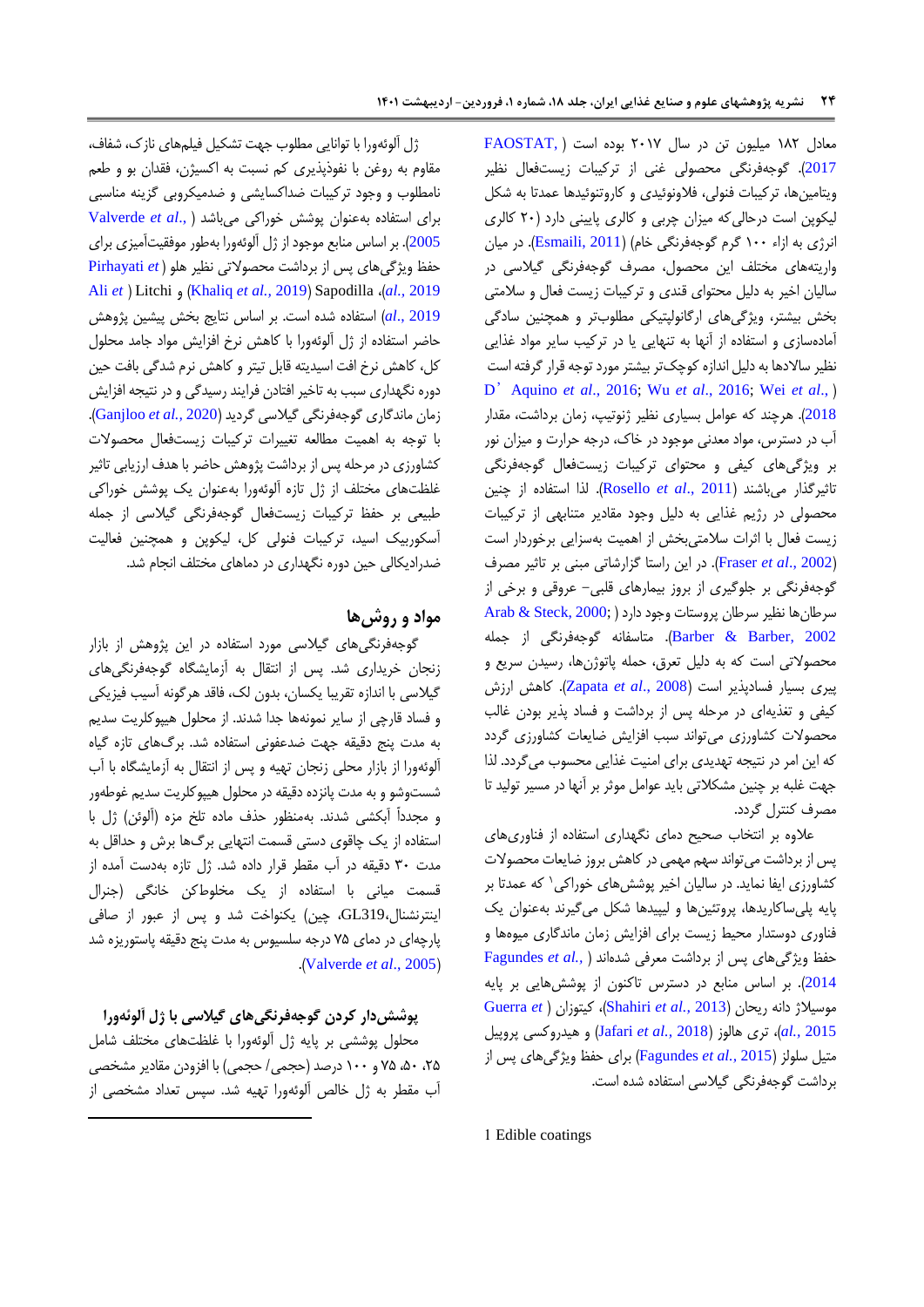معادل ۱۸۲ میلیون تن در سال ۲۰۱۷ بوده است (FAOSTAT, 2017). گوجه‌فرنگی محصولی غنی از ترکیبات زیست‌فعال نظیر ویتامین‌ها، ترکیبات فنولی، فلاونوئیدها و کاروتنوئیدها عمدتا به شکل لیکوپن است درحالی‌که میزان چربی و کالری پایینی دارد (۲۰ کالری انرژی به ازاء ۱۰۰ گرم گوجه‌فرنگی خام) (Esmaili, 2011). در میان واریته‌های مختلف این محصول، مصرف گوجه‌فرنگی گیلاسی در سالیان اخیر به دلیل محتوای قندی و ترکیبات زیست فعال و سلامتی بخش بیشتر، ویژگی‌های ارگانولپتیکی مطلوب‌تر و همچنین سادگی آماده‌سازی و استفاده از آنها به تنهایی یا در ترکیب سایر مواد غذایی نظیر سالادها به دلیل اندازه کوچک‌تر بیشتر مورد توجه قرار گرفته است (D' Aquino *et al*., 2016; Wu *et al*., 2016; Wei *et al*., 2018). هرچند که عوامل بسیاری نظیر ژنوتیپ، زمان برداشت، مقدار آب در دسترس، مواد معدنی موجود در خاک، درجه حرارت و میزان نور بر ویژگی‌های کیفی و محتوای ترکیبات زیست‌فعال گوجه‌فرنگی تاثیرگذار می‌باشند (Rosello *et al*., 2011). لذا استفاده از چنین محصولی در رژیم غذایی به دلیل وجود مقادیر متنابهی از ترکیبات زیست فعال با اثرات سلامتی‌بخش از اهمیت به‌سزایی برخوردار است (Fraser *et al*., 2002). در این راستا گزارشاتی مبنی بر تاثیر مصرف گوجه‌فرنگی بر جلوگیری از بروز بیماری‌های قلبی- عروقی و برخی از سرطان‌ها نظیر سرطان پروستات وجود دارد (Arab & Steck, 2000; Barber & Barber, 2002). متاسفانه گوجه‌فرنگی از جمله محصولاتی است که به دلیل تعرق، حمله پاتوژن‌ها، رسیدن سریع و پیری بسیار فسادپذیر است (Zapata *et al*., 2008). کاهش ارزش کیفی و تغذیه‌ای در مرحله پس از برداشت و فساد پذیر بودن غالب محصولات کشاورزی می‌تواند سبب افزایش ضایعات کشاورزی گردد که این امر در نتیجه تهدیدی برای امنیت غذایی محسوب می‌گردد. لذا جهت غلبه بر چنین مشکلاتی باید عوامل موثر بر آنها در مسیر تولید تا مصرف کنترل گردد.

علاوه بر انتخاب صحیح دمای نگهداری استفاده از فناوری‌های پس از برداشت می‌تواند سهم مهمی در کاهش بروز ضایعات محصولات کشاورزی ایفا نماید. در سالیان اخیر پوشش‌های خوراکی[1] که عمدتا بر پایه پلی‌ساکاریدها، پروتئین‌ها و لیپیدها شکل می‌گیرند به‌عنوان یک فناوری دوستدار محیط زیست برای افزایش زمان ماندگاری میوه‌ها و حفظ ویژگی‌های پس از برداشت معرفی شده‌اند (Fagundes *et al*., 2014). بر اساس منابع در دسترس تاکنون از پوشش‌هایی بر پایه موسیلاژ دانه ریحان (Shahiri *et al*., 2013)، کیتوزان (Guerra *et al*., 2015)، تری هالوز (Jafari *et al*., 2018) و هیدروکسی پروپیل متیل سلولز (Fagundes *et al*., 2015) برای حفظ ویژگی‌های پس از برداشت گوجه‌فرنگی گیلاسی استفاده شده است.

ژل آلوئه‌ورا با توانایی مطلوب جهت تشکیل فیلم‌های نازک، شفاف، مقاوم به روغن با نفوذپذیری کم نسبت به اکسیژن، فقدان بو و طعم نامطلوب و وجود ترکیبات ضداکسایشی و ضدمیکروبی گزینه مناسبی برای استفاده به‌عنوان پوشش خوراکی می‌باشد (Valverde *et al*., 2005). بر اساس منابع موجود از ژل آلوئه‌ورا به‌طور موفقیت‌آمیزی برای حفظ ویژگی‌های پس از برداشت محصولاتی نظیر هلو (Pirhayati *et al*., 2019)، Sapodilla (Khaliq *et al*., 2019) و Litchi (Ali *et al*., 2019) استفاده شده است. بر اساس نتایج بخش پیشین پژوهش حاضر استفاده از ژل آلوئه‌ورا با کاهش نرخ افزایش مواد جامد محلول کل، کاهش نرخ افت اسیدیته قابل تیتر و کاهش نرم شدگی بافت حین دوره نگهداری سبب به تاخیر افتادن فرایند رسیدگی و در نتیجه افزایش زمان ماندگاری گوجه‌فرنگی گیلاسی گردید (Ganjloo *et al*., 2020). با توجه به اهمیت مطالعه تغییرات ترکیبات زیست‌فعال محصولات کشاورزی در مرحله پس از برداشت پژوهش حاضر با هدف ارزیابی تاثیر غلظت‌های مختلف از ژل تازه آلوئه‌ورا به‌عنوان یک پوشش خوراکی طبیعی بر حفظ ترکیبات زیست‌فعال گوجه‌فرنگی گیلاسی از جمله آسکوربیک اسید، ترکیبات فنولی کل، لیکوپن و همچنین فعالیت ضدرادیکالی حین دوره نگهداری در دماهای مختلف انجام شد.

## مواد و روش‌ها

گوجه‌فرنگی‌های گیلاسی مورد استفاده در این پژوهش از بازار زنجان خریداری شد. پس از انتقال به آزمایشگاه گوجه‌فرنگی‌های گیلاسی با اندازه تقریبا یکسان، بدون لک، فاقد هرگونه آسیب فیزیکی و فساد قارچی از سایر نمونه‌ها جدا شدند. از محلول هیپوکلریت سدیم به مدت پنج دقیقه جهت ضدعفونی استفاده شد. برگ‌های تازه گیاه آلوئه‌ورا از بازار محلی زنجان تهیه و پس از انتقال به آزمایشگاه با آب شست‌وشو و به مدت پانزده دقیقه در محلول هیپوکلریت سدیم غوطه‌ور و مجدداً آبکشی شدند. به‌منظور حذف ماده تلخ مزه (آلوئن) ژل با استفاده از یک چاقوی دستی قسمت انتهایی برگ‌ها برش و حداقل به مدت ۳۰ دقیقه در آب مقطر قرار داده شد. ژل تازه به‌دست آمده از قسمت میانی با استفاده از یک مخلوط‌کن خانگی (جنرال اینترنشنال، GL319، چین) یکنواخت شد و پس از عبور از صافی پارچه‌ای در دمای ۷۵ درجه سلسیوس به مدت پنج دقیقه پاستوریزه شد (Valverde *et al*., 2005).

### پوشش‌دار کردن گوجه‌فرنگی‌های گیلاسی با ژل آلوئه‌ورا

محلول پوششی بر پایه ژل آلوئه‌ورا با غلظت‌های مختلف شامل ۲۵، ۵۰، ۷۵ و ۱۰۰ درصد (حجمی/ حجمی) با افزودن مقادیر مشخصی آب مقطر به ژل خالص آلوئه‌ورا تهیه شد. سپس تعداد مشخصی از

---

1 Edible coatings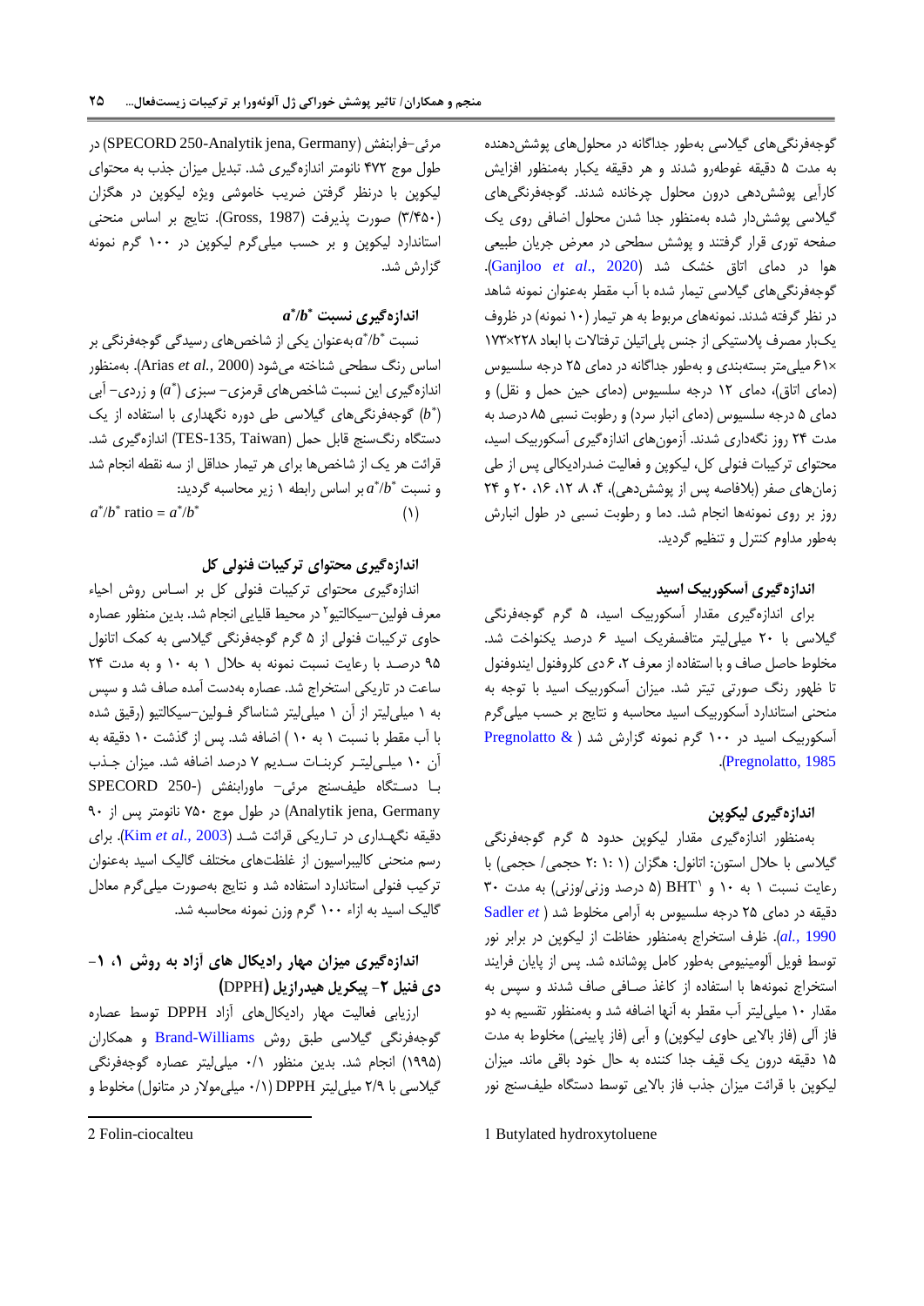گوجه‌فرنگی‌های گیلاسی به‌طور جداگانه در محلول‌های پوشش‌دهنده به مدت ۵ دقیقه غوطه‌رو شدند و هر دقیقه یکبار به‌منظور افزایش کارآیی پوشش‌دهی درون محلول چرخانده شدند. گوجه‌فرنگی‌های گیلاسی پوشش‌دار شده به‌منظور جدا شدن محلول اضافی روی یک صفحه توری قرار گرفتند و پوشش سطحی در معرض جریان طبیعی هوا در دمای اتاق خشک شد (Ganjloo *et al.*, 2020). گوجه‌فرنگی‌های گیلاسی تیمار شده با آب مقطر به‌عنوان نمونه شاهد در نظر گرفته شدند. نمونه‌های مربوط به هر تیمار (۱۰ نمونه) در ظروف یک‌بار مصرف پلاستیکی از جنس پلی‌اتیلن ترفتالات با ابعاد ۲۲۸×۱۷۳×۶۱ میلی‌متر بسته‌بندی و به‌طور جداگانه در دمای ۲۵ درجه سلسیوس (دمای اتاق)، دمای ۱۲ درجه سلسیوس (دمای حین حمل و نقل) و دمای ۵ درجه سلسیوس (دمای انبار سرد) و رطوبت نسبی ۸۵ درصد به مدت ۲۴ روز نگهداری شدند. آزمون‌های اندازه‌گیری آسکوربیک اسید، محتوای ترکیبات فنولی کل، لیکوپن و فعالیت ضدرادیکالی پس از طی زمان‌های صفر (بلافاصله پس از پوشش‌دهی)، ۴، ۸، ۱۲، ۱۶، ۲۰ و ۲۴ روز بر روی نمونه‌ها انجام شد. دما و رطوبت نسبی در طول انبارش به‌طور مداوم کنترل و تنظیم گردید.

### اندازه‌گیری آسکوربیک اسید

برای اندازه‌گیری مقدار آسکوربیک اسید، ۵ گرم گوجه‌فرنگی گیلاسی با ۲۰ میلی‌لیتر متافسفریک اسید ۶ درصد یکنواخت شد. مخلوط حاصل صاف و با استفاده از معرف ۲، ۶ دی کلروفنول ایندوفنول تا ظهور رنگ صورتی تیتر شد. میزان آسکوربیک اسید با توجه به منحنی استاندارد آسکوربیک اسید محاسبه و نتایج بر حسب میلی‌گرم آسکوربیک اسید در ۱۰۰ گرم نمونه گزارش شد (Pregnolatto & Pregnolatto, 1985).

### اندازه‌گیری لیکوپن

به‌منظور اندازه‌گیری مقدار لیکوپن حدود ۵ گرم گوجه‌فرنگی گیلاسی با حلال استون: اتانول: هگزان (۱: ۱: ۲ حجمی/ حجمی) با رعایت نسبت ۱ به ۱۰ و BHT[1] (۵ درصد وزنی/وزنی) به مدت ۳۰ دقیقه در دمای ۲۵ درجه سلسیوس به آرامی مخلوط شد (Sadler *et al.*, 1990). ظرف استخراج به‌منظور حفاظت از لیکوپن در برابر نور توسط فویل آلومینیومی به‌طور کامل پوشانده شد. پس از پایان فرایند استخراج نمونه‌ها با استفاده از کاغذ صافی صاف شدند و سپس به مقدار ۱۰ میلی‌لیتر آب مقطر به آنها اضافه شد و به‌منظور تقسیم به دو فاز آلی (فاز بالایی حاوی لیکوپن) و آبی (فاز پایینی) مخلوط به مدت ۱۵ دقیقه درون یک قیف جدا کننده به حال خود باقی ماند. میزان لیکوپن با قرائت میزان جذب فاز بالایی توسط دستگاه طیف‌سنج نور مرئی–فرابنفش (SPECORD 250-Analytik jena, Germany) در طول موج ۴۷۲ نانومتر اندازه‌گیری شد. تبدیل میزان جذب به محتوای لیکوپن با درنظر گرفتن ضریب خاموشی ویژه لیکوپن در هگزان (۳/۴۵۰) صورت پذیرفت (Gross, 1987). نتایج بر اساس منحنی استاندارد لیکوپن و بر حسب میلی‌گرم لیکوپن در ۱۰۰ گرم نمونه گزارش شد.

### اندازه‌گیری نسبت $a^*/b^*$

نسبت $a^*/b^*$ به‌عنوان یکی از شاخص‌های رسیدگی گوجه‌فرنگی بر اساس رنگ سطحی شناخته می‌شود (Arias *et al.*, 2000). به‌منظور اندازه‌گیری این نسبت شاخص‌های قرمزی– سبزی ($a^*$) و زردی– آبی ($b^*$) گوجه‌فرنگی‌های گیلاسی طی دوره نگهداری با استفاده از یک دستگاه رنگ‌سنج قابل حمل (TES-135, Taiwan) اندازه‌گیری شد. قرائت هر یک از شاخص‌ها برای هر تیمار حداقل از سه نقطه انجام شد و نسبت $a^*/b^*$ بر اساس رابطه ۱ زیر محاسبه گردید:

$$a^*/b^* \text{ ratio} = a^*/b^* \quad (1)$$

### اندازه‌گیری محتوای ترکیبات فنولی کل

اندازه‌گیری محتوای ترکیبات فنولی کل بر اساس روش احیاء معرف فولین–سیکالتیو[2] در محیط قلیایی انجام شد. بدین منظور عصاره حاوی ترکیبات فنولی از ۵ گرم گوجه‌فرنگی گیلاسی به کمک اتانول ۹۵ درصد با رعایت نسبت نمونه به حلال ۱ به ۱۰ و به مدت ۲۴ ساعت در تاریکی استخراج شد. عصاره به‌دست آمده صاف شد و سپس به ۱ میلی‌لیتر از آن ۱ میلی‌لیتر شناساگر فولین–سیکالتیو (رقیق شده با آب مقطر با نسبت ۱ به ۱۰) اضافه شد. پس از گذشت ۱۰ دقیقه به آن ۱۰ میلی‌لیتر کربنات سدیم ۷ درصد اضافه شد. میزان جذب با دستگاه طیف‌سنج مرئی– ماورابنفش (SPECORD 250-Analytik jena, Germany) در طول موج ۷۵۰ نانومتر پس از ۹۰ دقیقه نگهداری در تاریکی قرائت شد (Kim *et al.*, 2003). برای رسم منحنی کالیبراسیون از غلظت‌های مختلف گالیک اسید به‌عنوان ترکیب فنولی استاندارد استفاده شد و نتایج به‌صورت میلی‌گرم معادل گالیک اسید به ازاء ۱۰۰ گرم وزن نمونه محاسبه شد.

### اندازه‌گیری میزان مهار رادیکال های آزاد به روش ۱، ۱– دی فنیل ۲– پیکریل هیدرازیل (DPPH)

ارزیابی فعالیت مهار رادیکال‌های آزاد DPPH توسط عصاره گوجه‌فرنگی گیلاسی طبق روش Brand-Williams و همکاران (۱۹۹۵) انجام شد. بدین منظور ۰/۱ میلی‌لیتر عصاره گوجه‌فرنگی گیلاسی با ۲/۹ میلی‌لیتر DPPH (۰/۱ میلی‌مولار در متانول) مخلوط و

---

1 Butylated hydroxytoluene

2 Folin-ciocalteu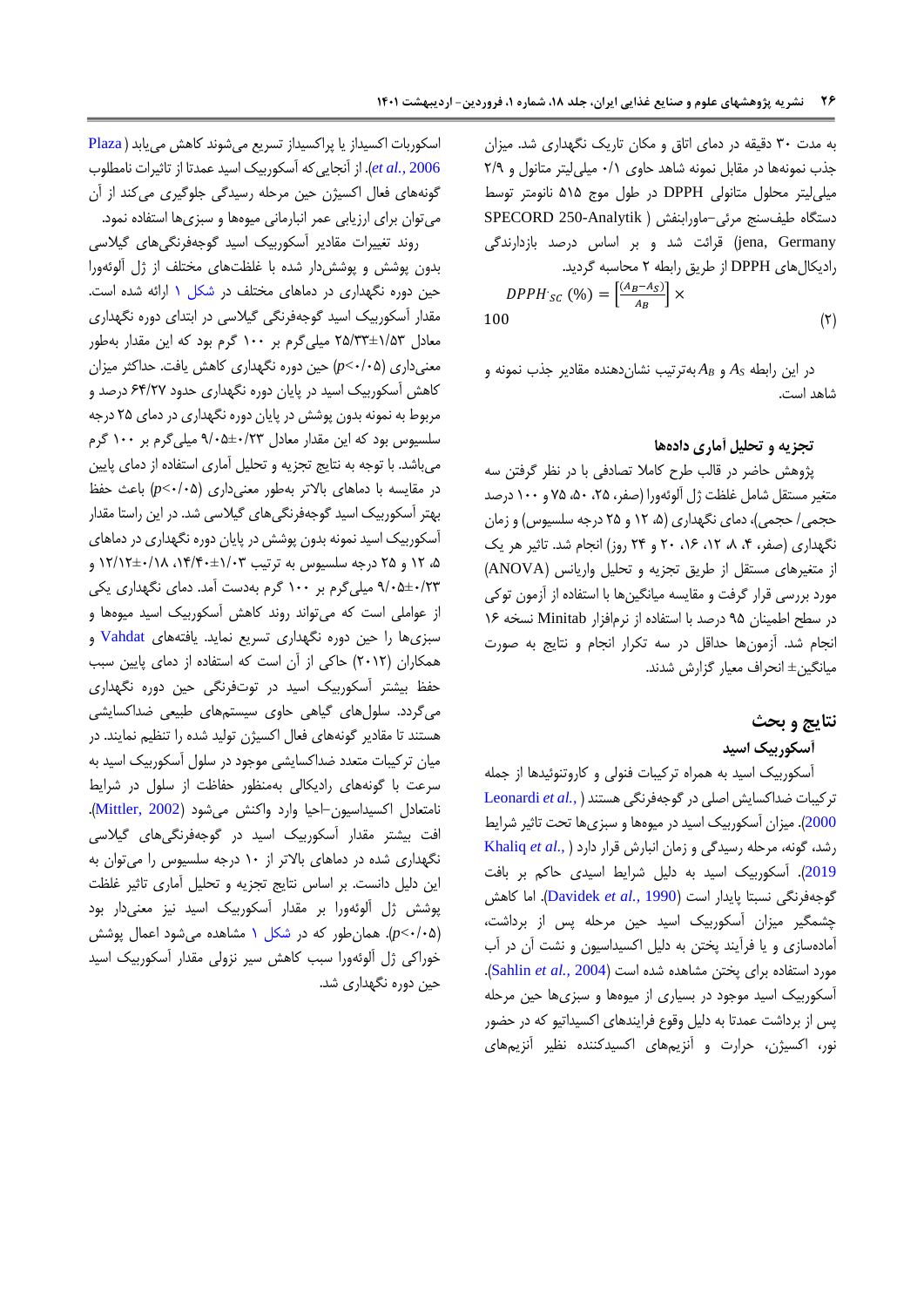به مدت ۳۰ دقیقه در دمای اتاق و مکان تاریک نگهداری شد. میزان جذب نمونه‌ها در مقابل نمونه شاهد حاوی ۰/۱ میلی‌لیتر متانول و ۲/۹ میلی‌لیتر محلول متانولی DPPH در طول موج ۵۱۵ نانومتر توسط دستگاه طیف‌سنج مرئی–ماورابنفش ( SPECORD 250-Analytik jena, Germany) قرائت شد و بر اساس درصد بازدارندگی رادیکال‌های DPPH از طریق رابطه ۲ محاسبه گردید.

$$DPPH_{SC}\ (\%) = \left[\frac{(A_B - A_S)}{A_B}\right] \times 100 \qquad (۲)$$

در این رابطه $A_S$ و $A_B$ به‌ترتیب نشان‌دهنده مقادیر جذب نمونه و شاهد است.

### تجزیه و تحلیل آماری داده‌ها

پژوهش حاضر در قالب طرح کاملا تصادفی با در نظر گرفتن سه متغیر مستقل شامل غلظت ژل آلوئه‌ورا (صفر، ۲۵، ۵۰، ۷۵ و ۱۰۰ درصد حجمی/ حجمی)، دمای نگهداری (۵، ۱۲ و ۲۵ درجه سلسیوس) و زمان نگهداری (صفر، ۴، ۸، ۱۲، ۱۶، ۲۰ و ۲۴ روز) انجام شد. تاثیر هر یک از متغیرهای مستقل از طریق تجزیه و تحلیل واریانس (ANOVA) مورد بررسی قرار گرفت و مقایسه میانگین‌ها با استفاده از آزمون توکی در سطح اطمینان ۹۵ درصد با استفاده از نرم‌افزار Minitab نسخه ۱۶ انجام شد. آزمون‌ها حداقل در سه تکرار انجام و نتایج به صورت میانگین± انحراف معیار گزارش شدند.

## نتایج و بحث

### آسکوربیک اسید

آسکوربیک اسید به همراه ترکیبات فنولی و کاروتنوئیدها از جمله ترکیبات ضداکسایش اصلی در گوجه‌فرنگی هستند (Leonardi *et al.*, 2000). میزان آسکوربیک اسید در میوه‌ها و سبزی‌ها تحت تاثیر شرایط رشد، گونه، مرحله رسیدگی و زمان انبارش قرار دارد (Khaliq *et al.*, 2019). آسکوربیک اسید به دلیل شرایط اسیدی حاکم بر بافت گوجه‌فرنگی نسبتا پایدار است (Davidek *et al.*, 1990). اما کاهش چشمگیر میزان آسکوربیک اسید حین مرحله پس از برداشت، آماده‌سازی و یا فرآیند پختن به دلیل اکسیداسیون و نشت آن در آب مورد استفاده برای پختن مشاهده شده است (Sahlin *et al.*, 2004). آسکوربیک اسید موجود در بسیاری از میوه‌ها و سبزی‌ها حین مرحله پس از برداشت عمدتا به دلیل وقوع فرایندهای اکسیداتیو که در حضور نور، اکسیژن، حرارت و آنزیم‌های اکسیدکننده نظیر آنزیم‌های اسکوربات اکسیداز یا پراکسیداز تسریع می‌شوند کاهش می‌یابد (Plaza *et al.*, 2006). از آنجایی‌که آسکوربیک اسید عمدتا از تاثیرات نامطلوب گونه‌های فعال اکسیژن حین مرحله رسیدگی جلوگیری می‌کند از آن می‌توان برای ارزیابی عمر انبارمانی میوه‌ها و سبزی‌ها استفاده نمود.

روند تغییرات مقادیر آسکوربیک اسید گوجه‌فرنگی‌های گیلاسی بدون پوشش و پوشش‌دار شده با غلظت‌های مختلف از ژل آلوئه‌ورا حین دوره نگهداری در دماهای مختلف در شکل ۱ ارائه شده است. مقدار آسکوربیک اسید گوجه‌فرنگی گیلاسی در ابتدای دوره نگهداری معادل ۲۵/۳۳±۱/۵۳ میلی‌گرم بر ۱۰۰ گرم بود که این مقدار به‌طور معنی‌داری ($p<0.05$) حین دوره نگهداری کاهش یافت. حداکثر میزان کاهش آسکوربیک اسید در پایان دوره نگهداری حدود ۶۴/۲۷ درصد و مربوط به نمونه بدون پوشش در پایان دوره نگهداری در دمای ۲۵ درجه سلسیوس بود که این مقدار معادل ۹/۰۵±۰/۲۳ میلی‌گرم بر ۱۰۰ گرم می‌باشد. با توجه به نتایج تجزیه و تحلیل آماری استفاده از دمای پایین در مقایسه با دماهای بالاتر به‌طور معنی‌داری ($p<0.05$) باعث حفظ بهتر آسکوربیک اسید گوجه‌فرنگی‌های گیلاسی شد. در این راستا مقدار آسکوربیک اسید نمونه بدون پوشش در پایان دوره نگهداری در دماهای ۵، ۱۲ و ۲۵ درجه سلسیوس به ترتیب ۱۴/۴۰±۱/۰۳، ۱۲/۱۲±۰/۱۸ و ۹/۰۵±۰/۲۳ میلی‌گرم بر ۱۰۰ گرم بدست آمد. دمای نگهداری یکی از عواملی است که می‌تواند روند کاهش آسکوربیک اسید میوه‌ها و سبزی‌ها را حین دوره نگهداری تسریع نماید. یافته‌های Vahdat و همکاران (۲۰۱۲) حاکی از آن است که استفاده از دمای پایین سبب حفظ بیشتر آسکوربیک اسید در توت‌فرنگی حین دوره نگهداری می‌گردد. سلول‌های گیاهی حاوی سیستم‌های طبیعی ضداکسایشی هستند تا مقادیر گونه‌های فعال اکسیژن تولید شده را تنظیم نمایند. در میان ترکیبات متعدد ضداکسایشی موجود در سلول آسکوربیک اسید به سرعت با گونه‌های رادیکالی به‌منظور حفاظت از سلول در شرایط نامتعادل اکسیداسیون–احیا وارد واکنش می‌شود (Mittler, 2002). افت بیشتر مقدار آسکوربیک اسید در گوجه‌فرنگی‌های گیلاسی نگهداری شده در دماهای بالاتر از ۱۰ درجه سلسیوس را می‌توان به این دلیل دانست. بر اساس نتایج تجزیه و تحلیل آماری تاثیر غلظت پوشش ژل آلوئه‌ورا بر مقدار آسکوربیک اسید نیز معنی‌دار بود ($p<0.05$). همان‌طور که در شکل ۱ مشاهده می‌شود اعمال پوشش خوراکی ژل آلوئه‌ورا سبب کاهش سیر نزولی مقدار آسکوربیک اسید حین دوره نگهداری شد.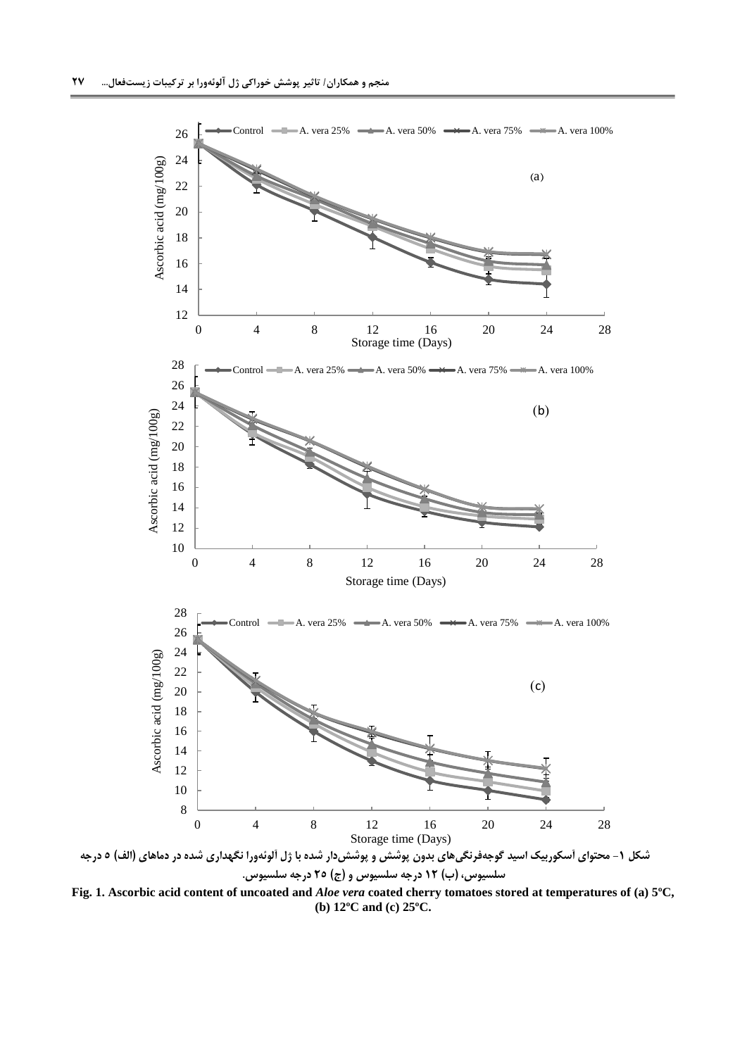شکل ۱- محتوای آسکوربیک اسید گوجه‌فرنگی‌های بدون پوشش و پوشش‌دار شده با ژل آلوئه‌ورا نگهداری شده در دماهای (الف) ۵ درجه سلسیوس، (ب) ۱۲ درجه سلسیوس و (ج) ۲۵ درجه سلسیوس.

**Fig. 1. Ascorbic acid content of uncoated and *Aloe vera* coated cherry tomatoes stored at temperatures of (a) 5ºC, (b) 12ºC and (c) 25ºC.**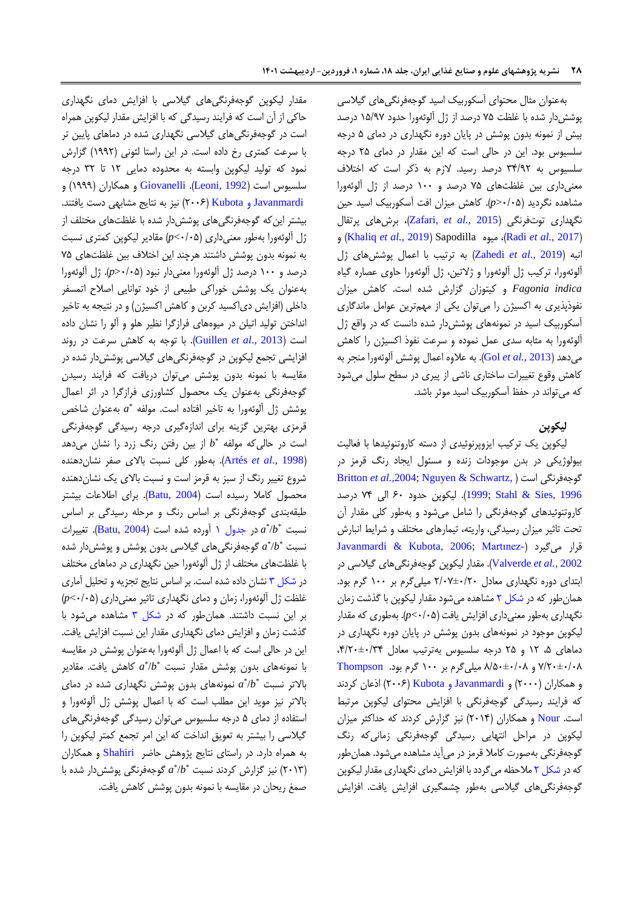به‌عنوان مثال محتوای آسکوربیک اسید گوجه‌فرنگی‌های گیلاسی پوشش‌دار شده با غلظت ۷۵ درصد از ژل آلوئه‌ورا حدود ۱۵/۹۷ درصد بیش از نمونه بدون پوشش در پایان دوره نگهداری در دمای ۵ درجه سلسیوس بود. این در حالی است که این مقدار در دمای ۲۵ درجه سلسیوس به ۳۴/۹۲ درصد رسید. لازم به ذکر است که اختلاف معنی‌داری بین غلظت‌های ۷۵ درصد و ۱۰۰ درصد از ژل آلوئه‌ورا مشاهده نگردید ($p>0.05$). کاهش میزان افت آسکوربیک اسید حین نگهداری توت‌فرنگی (Zafari, *et al.*, 2015)، برش‌های پرتقال (Radi *et al.*, 2017)، میوه Sapodilla (Khaliq *et al.*, 2019) و انبه (Zahedi *et al.*, 2019) به ترتیب با اعمال پوشش‌های ژل آلوئه‌ورا، ترکیب ژل آلوئه‌ورا و ژلاتین، ژل آلوئه‌ورا حاوی عصاره گیاه *Fagonia indica* و کیتوزان گزارش شده است. کاهش میزان نفوذپذیری به اکسیژن را می‌توان یکی از مهم‌ترین عوامل ماندگاری آسکوربیک اسید در نمونه‌های پوشش‌دار شده دانست که در واقع ژل آلوئه‌ورا به مثابه سدی عمل نموده و سرعت نفوذ اکسیژن را کاهش می‌دهد (Gol *et al.*, 2013). به علاوه اعمال پوشش آلوئه‌ورا منجر به کاهش وقوع تغییرات ساختاری ناشی از پیری در سطح سلول می‌شود که می‌تواند در حفظ آسکوربیک اسید موثر باشد.

## لیکوپن

لیکوپن یک ترکیب ایزوپرنوئیدی از دسته کاروتنوئیدها با فعالیت بیولوژیکی در بدن موجودات زنده و مسئول ایجاد رنگ قرمز در گوجه‌فرنگی است (Britton *et al.*,2004; Nguyen & Schwartz, 1999; Stahl & Sies, 1996). لیکوپن حدود ۶۰ الی ۷۴ درصد کاروتنوئیدهای گوجه‌فرنگی را شامل می‌شود و به‌طور کلی مقدار آن تحت تاثیر میزان رسیدگی، واریته، تیمارهای مختلف و شرایط انبارش قرار می‌گیرد (Javanmardi & Kubota, 2006; Martınez-Valverde *et al.*, 2002). مقدار لیکوپن گوجه‌فرنگی‌های گیلاسی در ابتدای دوره نگهداری معادل ۰/۲۰±۲/۰۷ میلی‌گرم بر ۱۰۰ گرم بود. همان‌طور که در شکل ۲ مشاهده می‌شود مقدار لیکوپن با گذشت زمان نگهداری به‌طور معنی‌داری افزایش یافت ($p<0.05$). به‌طوری که مقدار لیکوپن موجود در نمونه‌های بدون پوشش در پایان دوره نگهداری در دماهای ۵، ۱۲ و ۲۵ درجه سلسیوس به‌ترتیب معادل ۰/۳۴±۴/۲۰، ۰/۰۸±۷/۲۰ و ۰/۰۸±۸/۵۰ میلی‌گرم بر ۱۰۰ گرم بود. Thompson و همکاران (۲۰۰۰) و Javanmardi و Kubota (۲۰۰۶) اذعان کردند که فرایند رسیدگی گوجه‌فرنگی با افزایش محتوای لیکوپن مرتبط است. Nour و همکاران (۲۰۱۴) نیز گزارش کردند که حداکثر میزان لیکوپن در مراحل انتهایی رسیدگی گوجه‌فرنگی زمانی‌که رنگ گوجه‌فرنگی به‌صورت کاملا قرمز در می‌آید مشاهده می‌شود. همان‌طور که در شکل ۲ ملاحظه می‌گردد با افزایش دمای نگهداری مقدار لیکوپن گوجه‌فرنگی‌های گیلاسی به‌طور چشمگیری افزایش یافت. افزایش مقدار لیکوپن گوجه‌فرنگی‌های گیلاسی با افزایش دمای نگهداری حاکی از آن است که فرایند رسیدگی که با افزایش مقدار لیکوپن همراه است در گوجه‌فرنگی‌های گیلاسی نگهداری شده در دماهای پایین تر با سرعت کمتری رخ داده است. در این راستا لئونی (۱۹۹۲) گزارش نمود که تولید لیکوپن وابسته به محدوده دمایی ۱۲ تا ۳۲ درجه سلسیوس است (Leoni, 1992). Giovanelli و همکاران (۱۹۹۹) و Javanmardi و Kubota (۲۰۰۶) نیز به نتایج مشابهی دست یافتند. بیشتر این‌که گوجه‌فرنگی‌های پوشش‌دار شده با غلظت‌های مختلف از ژل آلوئه‌ورا به‌طور معنی‌داری ($p<0.05$) مقادیر لیکوپن کمتری نسبت به نمونه بدون پوشش داشتند هرچند این اختلاف بین غلظت‌های ۷۵ درصد و ۱۰۰ درصد ژل آلوئه‌ورا معنی‌دار نبود ($p>0.05$). ژل آلوئه‌ورا به‌عنوان یک پوشش خوراکی طبیعی از خود توانایی اصلاح اتمسفر داخلی (افزایش دی‌اکسید کربن و کاهش اکسیژن) و در نتیجه به تاخیر انداختن تولید اتیلن در میوه‌های فرازگرا نظیر هلو و آلو را نشان داده است (Guillen *et al.*, 2013). با توجه به کاهش سرعت در روند افزایشی تجمع لیکوپن در گوجه‌فرنگی‌های گیلاسی پوشش‌دار شده در مقایسه با نمونه بدون پوشش می‌توان دریافت که فرایند رسیدن گوجه‌فرنگی به‌عنوان یک محصول کشاورزی فرازگرا در اثر اعمال پوشش ژل آلوئه‌ورا به تاخیر افتاده است. مولفه $a^*$ به‌عنوان شاخص قرمزی بهترین گزینه برای اندازه‌گیری درجه رسیدگی گوجه‌فرنگی است در حالی‌که مولفه $b^*$ از بین رفتن رنگ زرد را نشان می‌دهد (Artés *et al.*, 1998). به‌طور کلی نسبت بالای صفر نشان‌دهنده شروع تغییر رنگ از سبز به قرمز است و نسبت بالای یک نشان‌دهنده محصول کاملا رسیده است (Batu, 2004). برای اطلاعات بیشتر طبقه‌بندی گوجه‌فرنگی بر اساس رنگ و مرحله رسیدگی بر اساس نسبت $a^*/b^*$ در جدول ۱ آورده شده است (Batu, 2004). تغییرات نسبت $a^*/b^*$ گوجه‌فرنگی‌های گیلاسی بدون پوشش و پوشش‌دار شده با غلظت‌های مختلف از ژل آلوئه‌ورا حین نگهداری در دماهای مختلف در شکل ۳ نشان داده شده است. بر اساس نتایج تجزیه و تحلیل آماری غلظت ژل آلوئه‌ورا، زمان و دمای نگهداری تاثیر معنی‌داری ($p<0.05$) بر این نسبت داشتند. همان‌طور که در شکل ۳ مشاهده می‌شود با گذشت زمان و افزایش دمای نگهداری مقدار این نسبت افزایش یافت. این در حالی است که با اعمال ژل آلوئه‌ورا به‌عنوان پوشش در مقایسه با نمونه‌های بدون پوشش مقدار نسبت $a^*/b^*$ کاهش یافت. مقادیر بالاتر نسبت $a^*/b^*$ نمونه‌های بدون پوشش نگهداری شده در دمای بالاتر نیز موید این مطلب است که با اعمال پوشش ژل آلوئه‌ورا و استفاده از دمای ۵ درجه سلسیوس می‌توان رسیدگی گوجه‌فرنگی‌های گیلاسی را بیشتر به تعویق انداخت که این امر تجمع کمتر لیکوپن را به همراه دارد. در راستای نتایج پژوهش حاضر Shahiri و همکاران (۲۰۱۳) نیز گزارش کردند نسبت $a^*/b^*$ گوجه‌فرنگی پوشش‌دار شده با صمغ ریحان در مقایسه با نمونه بدون پوشش کاهش یافت.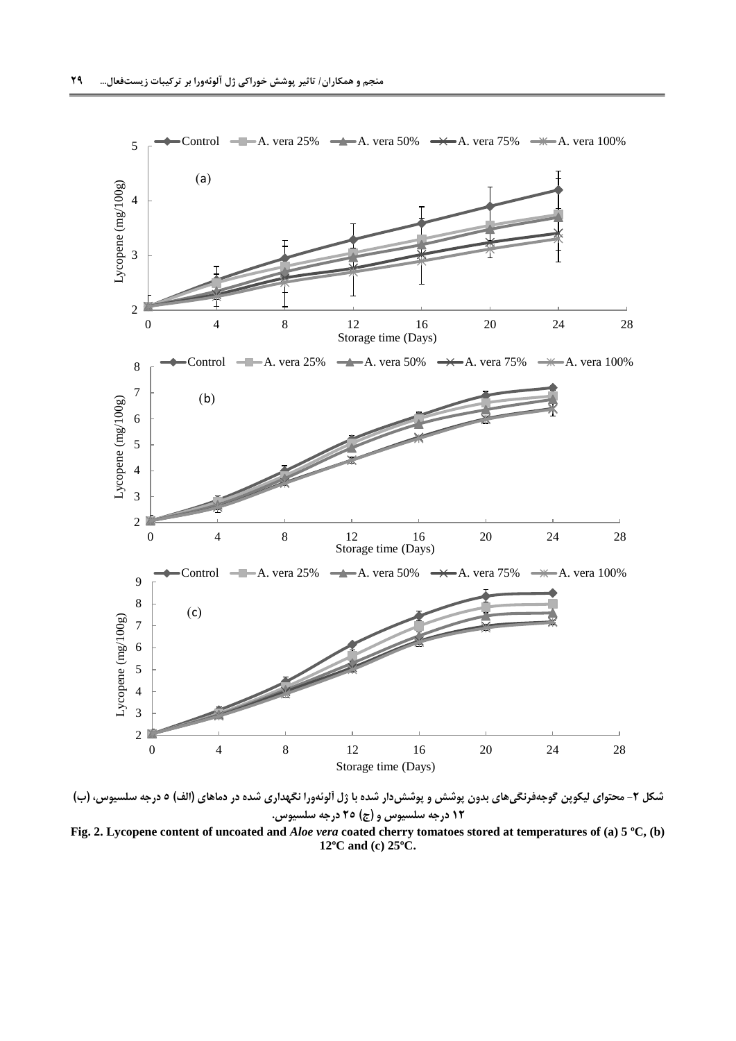شکل ۲- محتوای لیکوپن گوجه‌فرنگی‌های بدون پوشش و پوشش‌دار شده با ژل آلوئه‌ورا نگهداری شده در دماهای (الف) ۵ درجه سلسیوس، (ب) ۱۲ درجه سلسیوس و (ج) ۲۵ درجه سلسیوس.

**Fig. 2. Lycopene content of uncoated and *Aloe vera* coated cherry tomatoes stored at temperatures of (a) 5 ºC, (b) 12ºC and (c) 25ºC.**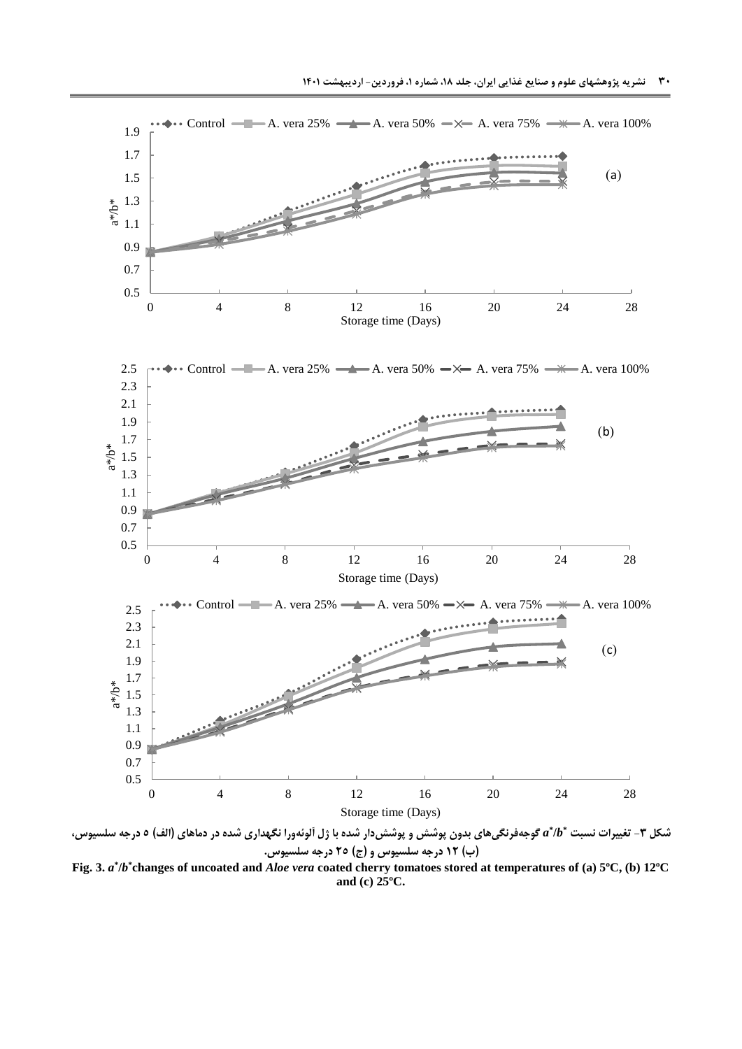شکل ۳- تغییرات نسبت $a^*/b^*$ گوجه‌فرنگی‌های بدون پوشش و پوشش‌دار شده با ژل آلوئه‌ورا نگهداری شده در دماهای (الف) ۵ درجه سلسیوس، (ب) ۱۲ درجه سلسیوس و (ج) ۲۵ درجه سلسیوس.

**Fig. 3.** $a^*/b^*$ **changes of uncoated and *Aloe vera* coated cherry tomatoes stored at temperatures of (a) 5ºC, (b) 12ºC and (c) 25ºC.**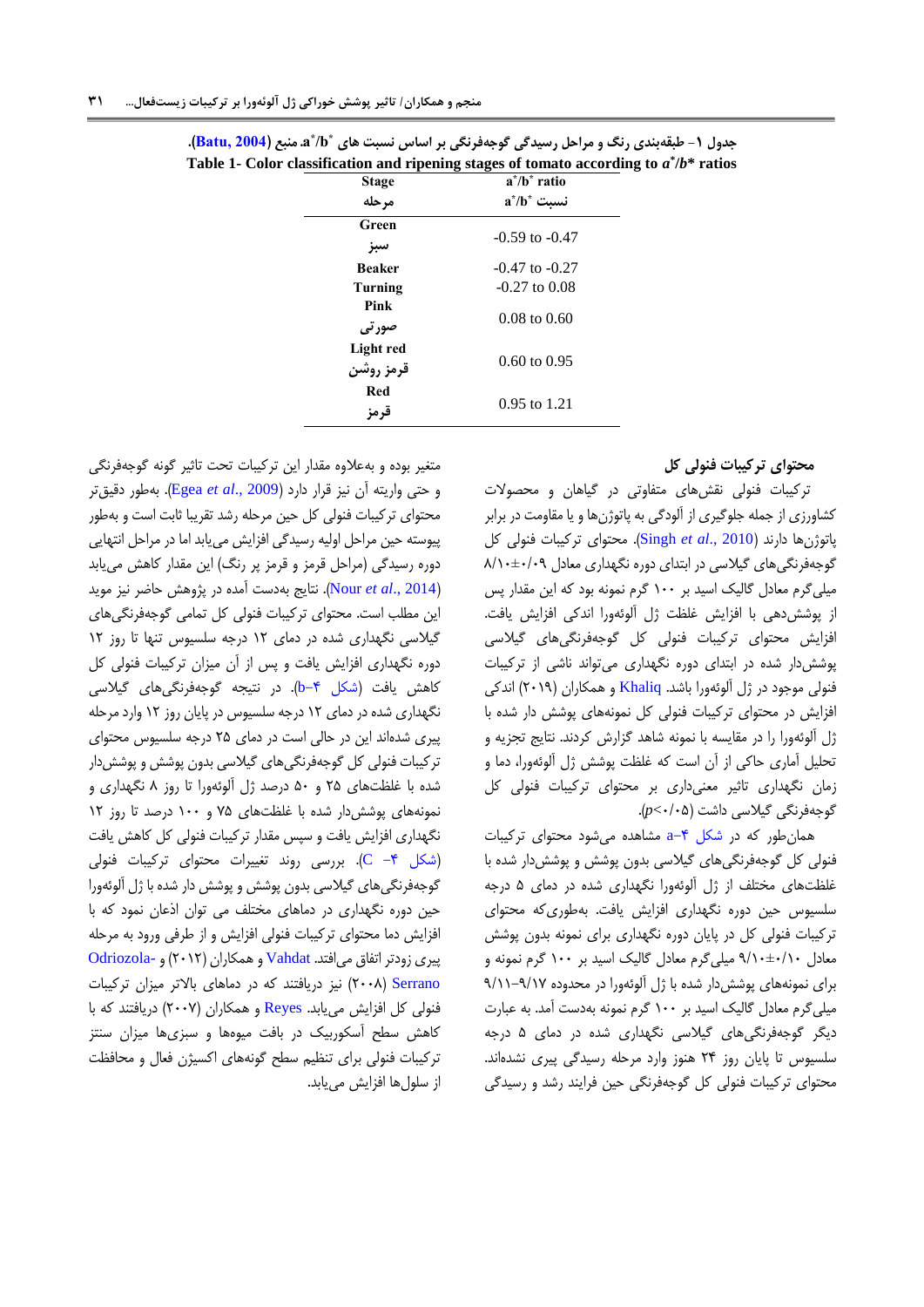جدول ۱- طبقه‌بندی رنگ و مراحل رسیدگی گوجه‌فرنگی بر اساس نسبت های $a^*/b^*$. منبع (Batu, 2004).

Table 1- Color classification and ripening stages of tomato according to $a^*/b^*$ ratios

| Stage<br>مرحله | $a^*/b^*$ ratio<br>نسبت $a^*/b^*$ |
|---|---|
| Green<br>سبز | -0.59 to -0.47 |
| Beaker | -0.47 to -0.27 |
| Turning | -0.27 to 0.08 |
| Pink<br>صورتی | 0.08 to 0.60 |
| Light red<br>قرمز روشن | 0.60 to 0.95 |
| Red<br>قرمز | 0.95 to 1.21 |

### محتوای ترکیبات فنولی کل

ترکیبات فنولی نقش‌های متفاوتی در گیاهان و محصولات کشاورزی از جمله جلوگیری از آلودگی به پاتوژن‌ها و یا مقاومت در برابر پاتوژن‌ها دارند (Singh *et al*., 2010). محتوای ترکیبات فنولی کل گوجه‌فرنگی‌های گیلاسی در ابتدای دوره نگهداری معادل ۸/۱۰±۰/۰۹ میلی‌گرم معادل گالیک اسید بر ۱۰۰ گرم نمونه بود که این مقدار پس از پوشش‌دهی با افزایش غلظت ژل آلوئه‌ورا اندکی افزایش یافت. افزایش محتوای ترکیبات فنولی کل گوجه‌فرنگی‌های گیلاسی پوشش‌دار شده در ابتدای دوره نگهداری می‌تواند ناشی از ترکیبات فنولی موجود در ژل آلوئه‌ورا باشد. Khaliq و همکاران (۲۰۱۹) اندکی افزایش در محتوای ترکیبات فنولی کل نمونه‌های پوشش دار شده با ژل آلوئه‌ورا را در مقایسه با نمونه شاهد گزارش کردند. نتایج تجزیه و تحلیل آماری حاکی از آن است که غلظت پوشش ژل آلوئه‌ورا، دما و زمان نگهداری تاثیر معنی‌داری بر محتوای ترکیبات فنولی کل گوجه‌فرنگی گیلاسی داشت ($p<0.05$).

همان‌طور که در شکل ۴-a مشاهده می‌شود محتوای ترکیبات فنولی کل گوجه‌فرنگی‌های گیلاسی بدون پوشش و پوشش‌دار شده با غلظت‌های مختلف از ژل آلوئه‌ورا نگهداری شده در دمای ۵ درجه سلسیوس حین دوره نگهداری افزایش یافت. به‌طوری‌که محتوای ترکیبات فنولی کل در پایان دوره نگهداری برای نمونه بدون پوشش معادل ۹/۱۰±۰/۱۰ میلی‌گرم معادل گالیک اسید بر ۱۰۰ گرم نمونه و برای نمونه‌های پوشش‌دار شده با ژل آلوئه‌ورا در محدوده ۹/۱۷-۹/۱۱ میلی‌گرم معادل گالیک اسید بر ۱۰۰ گرم نمونه به‌دست آمد. به عبارت دیگر گوجه‌فرنگی‌های گیلاسی نگهداری شده در دمای ۵ درجه سلسیوس تا پایان روز ۲۴ هنوز وارد مرحله رسیدگی پیری نشده‌اند. محتوای ترکیبات فنولی کل گوجه‌فرنگی حین فرایند رشد و رسیدگی متغیر بوده و به‌علاوه مقدار این ترکیبات تحت تاثیر گونه گوجه‌فرنگی و حتی واریته آن نیز قرار دارد (Egea *et al*., 2009). به‌طور دقیق‌تر محتوای ترکیبات فنولی کل حین مرحله رشد تقریبا ثابت است و به‌طور پیوسته حین مراحل اولیه رسیدگی افزایش می‌یابد اما در مراحل انتهایی دوره رسیدگی (مراحل قرمز و قرمز پر رنگ) این مقدار کاهش می‌یابد (Nour *et al*., 2014). نتایج به‌دست آمده در پژوهش حاضر نیز موید این مطلب است. محتوای ترکیبات فنولی کل تمامی گوجه‌فرنگی‌های گیلاسی نگهداری شده در دمای ۱۲ درجه سلسیوس تنها تا روز ۱۲ دوره نگهداری افزایش یافت و پس از آن میزان ترکیبات فنولی کل کاهش یافت (شکل ۴-b). در نتیجه گوجه‌فرنگی‌های گیلاسی نگهداری شده در دمای ۱۲ درجه سلسیوس در پایان روز ۱۲ وارد مرحله پیری شده‌اند این در حالی است در دمای ۲۵ درجه سلسیوس محتوای ترکیبات فنولی کل گوجه‌فرنگی‌های گیلاسی بدون پوشش و پوشش‌دار شده با غلظت‌های ۲۵ و ۵۰ درصد ژل آلوئه‌ورا تا روز ۸ نگهداری و نمونه‌های پوشش‌دار شده با غلظت‌های ۷۵ و ۱۰۰ درصد تا روز ۱۲ نگهداری افزایش یافت و سپس مقدار ترکیبات فنولی کل کاهش یافت (شکل ۴- C). بررسی روند تغییرات محتوای ترکیبات فنولی گوجه‌فرنگی‌های گیلاسی بدون پوشش و پوشش دار شده با ژل آلوئه‌ورا حین دوره نگهداری در دماهای مختلف می توان اذعان نمود که با افزایش دما محتوای ترکیبات فنولی افزایش و از طرفی ورود به مرحله پیری زودتر اتفاق می‌افتد. Vahdat و همکاران (۲۰۱۲) و Odriozola-Serrano (۲۰۰۸) نیز دریافتند که در دماهای بالاتر میزان ترکیبات فنولی کل افزایش می‌یابد. Reyes و همکاران (۲۰۰۷) دریافتند که با کاهش سطح آسکوربیک در بافت میوه‌ها و سبزی‌ها میزان سنتز ترکیبات فنولی برای تنظیم سطح گونه‌های اکسیژن فعال و محافظت از سلول‌ها افزایش می‌یابد.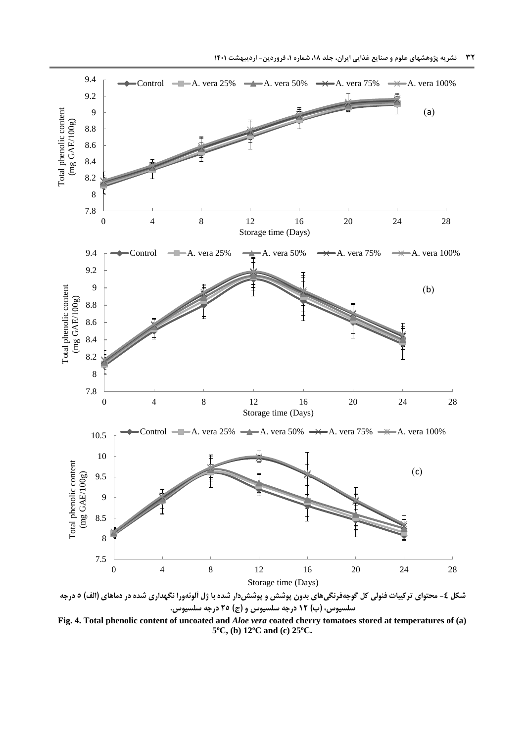شکل ٤- محتوای ترکیبات فنولی کل گوجه‌فرنگی‌های بدون پوشش و پوشش‌دار شده با ژل آلوئه‌ورا نگهداری شده در دماهای (الف) ۵ درجه سلسیوس، (ب) ۱۲ درجه سلسیوس و (ج) ۲۵ درجه سلسیوس.

**Fig. 4. Total phenolic content of uncoated and *Aloe vera* coated cherry tomatoes stored at temperatures of (a) 5ºC, (b) 12ºC and (c) 25ºC.**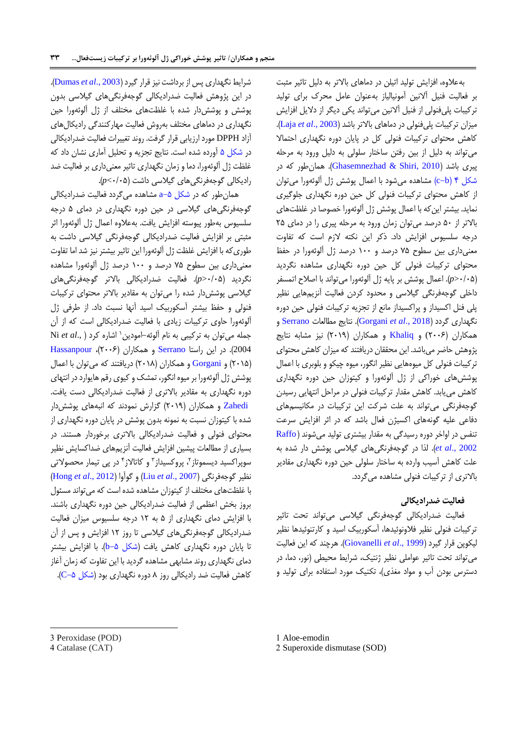به‌علاوه، افزایش تولید اتیلن در دماهای بالاتر به دلیل تاثیر مثبت بر فعالیت فنیل آلانین آمونیالیاز به‌عنوان عامل محرک برای تولید ترکیبات پلی‌فنولی از فنیل آلانین می‌تواند یکی دیگر از دلایل افزایش میزان ترکیبات پلی‌فنولی در دماهای بالاتر باشد (Laja *et al*., 2003). کاهش محتوای ترکیبات فنولی کل در پایان دوره نگهداری احتمالا می‌تواند به دلیل از بین رفتن ساختار سلولی به دلیل ورود به مرحله پیری باشد (Ghasemnezhad & Shiri, 2010). همان‌طور که در شکل ۴ (c-b) مشاهده می‌شود با اعمال پوشش ژل آلوئه‌ورا می‌توان از کاهش محتوای ترکیبات فنولی کل حین دوره نگهداری جلوگیری نماید. بیشتر این‌که با اعمال پوشش ژل آلوئه‌ورا خصوصا در غلظت‌های بالاتر از ۵۰ درصد می‌توان زمان ورود به مرحله پیری را در دمای ۲۵ درجه سلسیوس افزایش داد. ذکر این نکته لازم است که تفاوت معنی‌داری بین سطوح ۷۵ درصد و ۱۰۰ درصد ژل آلوئه‌ورا در حفظ محتوای ترکیبات فنولی کل حین دوره نگهداری مشاهده نگردید ($p>0.05$). اعمال پوشش بر پایه ژل آلوئه‌ورا می‌تواند با اصلاح اتمسفر داخلی گوجه‌فرنگی گیلاسی و محدود کردن فعالیت آنزیم‌هایی نظیر پلی فنل اکسیداز و پراکسیداز مانع از تجزیه ترکیبات فنولی حین دوره نگهداری گردد (Gorgani *et al*., 2018). نتایج مطالعات Serrano و همکاران (۲۰۰۶) و Khaliq و همکاران (۲۰۱۹) نیز مشابه نتایج پژوهش حاضر می‌باشد. این محققان دریافتند که میزان کاهش محتوای ترکیبات فنولی کل میوه‌هایی نظیر انگور، میوه چیکو و بلوبری با اعمال پوشش‌های خوراکی از ژل آلوئه‌ورا و کیتوزان حین دوره نگهداری کاهش می‌یابد. کاهش مقدار ترکیبات فنولی در مراحل انتهایی رسیدن گوجه‌فرنگی می‌تواند به علت شرکت این ترکیبات در مکانیسم‌های دفاعی علیه گونه‌های اکسیژن فعال باشد که در اثر افزایش سرعت تنفس در اواخر دوره رسیدگی به مقدار بیشتری تولید می‌شوند (Raffo *et al*., 2002). لذا در گوجه‌فرنگی‌های گیلاسی پوشش دار شده به علت کاهش آسیب وارده به ساختار سلولی حین دوره نگهداری مقادیر بالاتری از ترکیبات فنولی مشاهده می‌گردد.

## فعالیت ضدرادیکالی

فعالیت ضدرادیکالی گوجه‌فرنگی گیلاسی می‌تواند تحت تاثیر ترکیبات فنولی نظیر فلاونوئیدها، آسکوربیک اسید و کارتنوئیدها نظیر لیکوپن قرار گیرد (Giovanelli *et al*., 1999). هرچند که این فعالیت می‌تواند تحت تاثیر عواملی نظیر ژنتیک، شرایط محیطی (نور، دما، در دسترس بودن آب و مواد مغذی)، تکنیک مورد استفاده برای تولید و شرایط نگهداری پس از برداشت نیز قرار گیرد (Dumas *et al*., 2003). در این پژوهش فعالیت ضدرادیکالی گوجه‌فرنگی‌های گیلاسی بدون پوشش و پوشش‌دار شده با غلظت‌های مختلف از ژل آلوئه‌ورا حین نگهداری در دماهای مختلف به‌روش فعالیت مهارکنندگی رادیکال‌های آزاد DPPH مورد ارزیابی قرار گرفت. روند تغییرات فعالیت ضدرادیکالی در شکل ۵ آورده شده است. نتایج تجزیه و تحلیل آماری نشان داد که غلظت ژل آلوئه‌ورا، دما و زمان نگهداری تاثیر معنی‌داری بر فعالیت ضد رادیکالی گوجه‌فرنگی‌های گیلاسی داشت ($p<0.05$).

همان‌طور که در شکل ۵-a مشاهده می‌گردد فعالیت ضدرادیکالی گوجه‌فرنگی‌های گیلاسی در حین دوره نگهداری در دمای ۵ درجه سلسیوس به‌طور پیوسته افزایش یافت. به‌علاوه اعمال ژل آلوئه‌ورا اثر مثبتی بر افزایش فعالیت ضدرادیکالی گوجه‌فرنگی گیلاسی داشت به طوری‌که با افزایش غلظت ژل آلوئه‌ورا این تاثیر بیشتر نیز شد اما تفاوت معنی‌داری بین سطوح ۷۵ درصد و ۱۰۰ درصد ژل آلوئه‌ورا مشاهده نگردید ($p>0.05$). فعالیت ضدرادیکالی بالاتر گوجه‌فرنگی‌های گیلاسی پوشش‌دار شده را می‌توان به مقادیر بالاتر محتوای ترکیبات فنولی و حفظ بیشتر آسکوربیک اسید آنها نسبت داد. از طرفی ژل آلوئه‌ورا حاوی ترکیبات زیادی با فعالیت ضدرادیکالی است که از آن جمله می‌توان به ترکیبی به نام آلوئه-امودین[1] اشاره کرد (Ni *et al*., 2004). در این راستا Serrano و همکاران (۲۰۰۶)، Hassanpour (۲۰۱۵) و Gorgani و همکاران (۲۰۱۸) دریافتند که می‌توان با اعمال پوشش ژل آلوئه‌ورا بر میوه انگور، تمشک و کیوی رقم هایوارد در انتهای دوره نگهداری به مقادیر بالاتری از فعالیت ضدرادیکالی دست یافت. Zahedi و همکاران (۲۰۱۹) گزارش نمودند که انبه‌های پوشش‌دار شده با کیتوزان نسبت به نمونه بدون پوشش در پایان دوره نگهداری از محتوای فنولی و فعالیت ضدرادیکالی بالاتری برخوردار هستند. در بسیاری از مطالعات پیشین افزایش فعالیت آنزیم‌های ضداکسایش نظیر سوپراکسید دیسموتاز[2]، پروکسیداز[3] و کاتالاز[4] در پی تیمار محصولاتی نظیر گوجه‌فرنگی (Liu *et al*., 2007) و گواوا (Hong *et al*., 2012) با غلظت‌های مختلف از کیتوزان مشاهده شده است که می‌تواند مسئول بروز بخش اعظمی از فعالیت ضدرادیکالی حین دوره نگهداری باشند. با افزایش دمای نگهداری از ۵ به ۱۲ درجه سلسیوس میزان فعالیت ضدرادیکالی گوجه‌فرنگی‌های گیلاسی تا روز ۱۲ افزایش و پس از آن تا پایان دوره نگهداری کاهش یافت (شکل ۵-b). با افزایش بیشتر دمای نگهداری روند مشابهی مشاهده گردید با این تفاوت که زمان آغاز کاهش فعالیت ضد رادیکالی روز ۸ دوره نگهداری بود (شکل ۵-C).

---

1 Aloe-emodin

2 Superoxide dismutase (SOD)

3 Peroxidase (POD)

4 Catalase (CAT)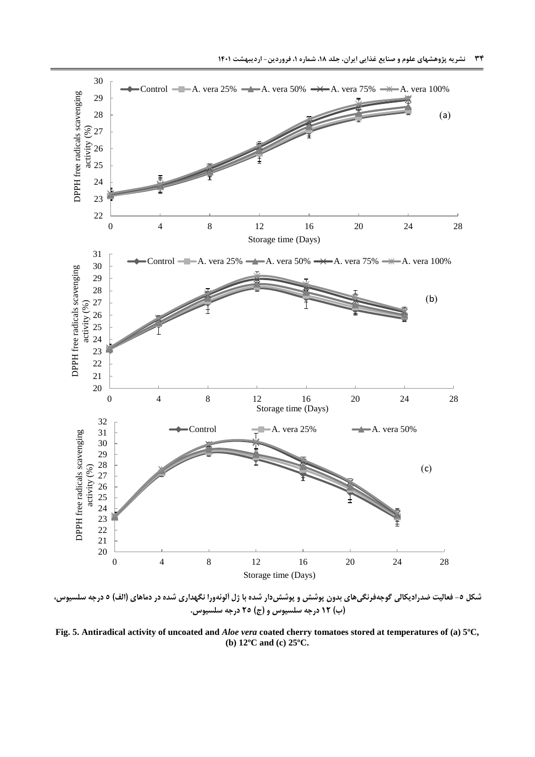شکل ۵- فعالیت ضدرادیکالی گوجه‌فرنگی‌های بدون پوشش و پوشش‌دار شده با ژل آلوئه‌ورا نگهداری شده در دماهای (الف) ۵ درجه سلسیوس، (ب) ۱۲ درجه سلسیوس و (ج) ۲۵ درجه سلسیوس.

**Fig. 5. Antiradical activity of uncoated and *Aloe vera* coated cherry tomatoes stored at temperatures of (a) 5ºC, (b) 12ºC and (c) 25ºC.**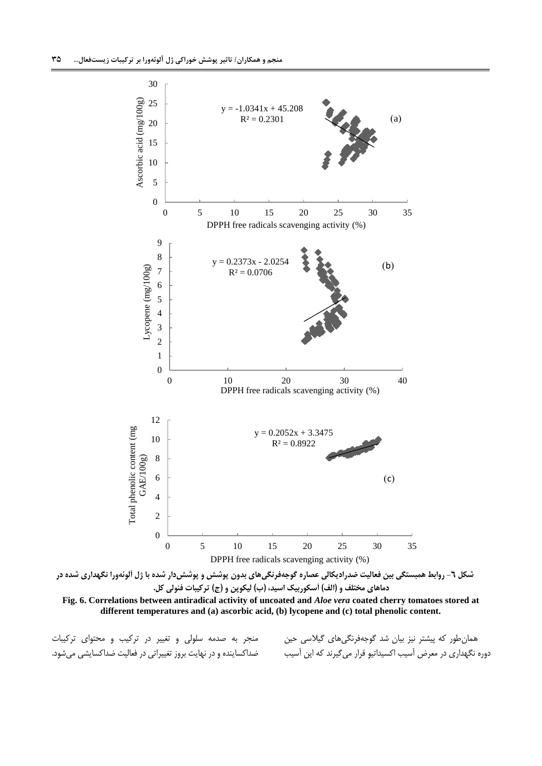شکل ٦- روابط همبستگی بین فعالیت ضدرادیکالی عصاره گوجه‌فرنگی‌های بدون پوشش و پوشش‌دار شده با ژل آلوئه‌ورا نگهداری شده در دماهای مختلف و (الف) آسکوربیک اسید، (ب) لیکوپن و (ج) ترکیبات فنولی کل.

**Fig. 6. Correlations between antiradical activity of uncoated and *Aloe vera* coated cherry tomatoes stored at different temperatures and (a) ascorbic acid, (b) lycopene and (c) total phenolic content.**

همان‌طور که پیشتر نیز بیان شد گوجه‌فرنگی‌های گیلاسی حین دوره نگهداری در معرض آسیب اکسیداتیو قرار می‌گیرند که این آسیب منجر به صدمه سلولی و تغییر در ترکیب و محتوای ترکیبات ضداکساینده و در نهایت بروز تغییراتی در فعالیت ضداکسایشی می‌شود.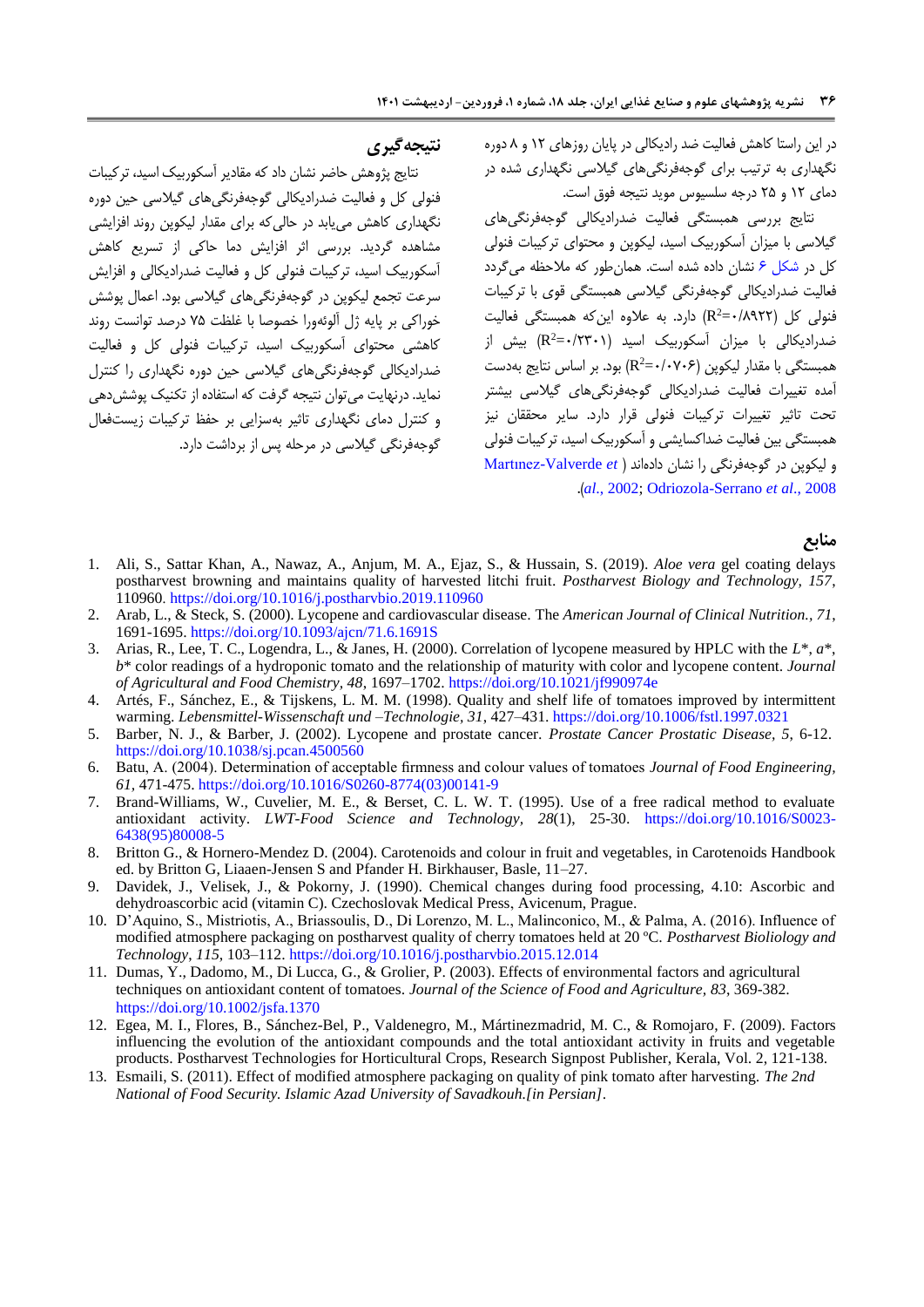در این راستا کاهش فعالیت ضد رادیکالی در پایان روزهای ۱۲ و ۸ دوره نگهداری به ترتیب برای گوجه‌فرنگی‌های گیلاسی نگهداری شده در دمای ۱۲ و ۲۵ درجه سلسیوس موید نتیجه فوق است.

نتایج بررسی همبستگی فعالیت ضدرادیکالی گوجه‌فرنگی‌های گیلاسی با میزان آسکوربیک اسید، لیکوپن و محتوای ترکیبات فنولی کل در شکل ۶ نشان داده شده است. همان‌طور که ملاحظه می‌گردد فعالیت ضدرادیکالی گوجه‌فرنگی گیلاسی همبستگی قوی با ترکیبات فنولی کل ($R^2$=۰/۸۹۲۲) دارد. به علاوه این‌که همبستگی فعالیت ضدرادیکالی با میزان آسکوربیک اسید ($R^2$=۰/۲۳۰۱) بیش از همبستگی با مقدار لیکوپن ($R^2$=۰/۰۷۰۶) بود. بر اساس نتایج به‌دست آمده تغییرات فعالیت ضدرادیکالی گوجه‌فرنگی‌های گیلاسی بیشتر تحت تاثیر تغییرات ترکیبات فنولی قرار دارد. سایر محققان نیز همبستگی بین فعالیت ضداکسایشی و آسکوربیک اسید، ترکیبات فنولی و لیکوپن در گوجه‌فرنگی را نشان داده‌اند (Martınez-Valverde *et al*., 2002; Odriozola-Serrano *et al*., 2008).

## نتیجه‌گیری

نتایج پژوهش حاضر نشان داد که مقادیر آسکوربیک اسید، ترکیبات فنولی کل و فعالیت ضدرادیکالی گوجه‌فرنگی‌های گیلاسی حین دوره نگهداری کاهش می‌یابد در حالی‌که برای مقدار لیکوپن روند افزایشی مشاهده گردید. بررسی اثر افزایش دما حاکی از تسریع کاهش آسکوربیک اسید، ترکیبات فنولی کل و فعالیت ضدرادیکالی و افزایش سرعت تجمع لیکوپن در گوجه‌فرنگی‌های گیلاسی بود. اعمال پوشش خوراکی بر پایه ژل آلوئه‌ورا خصوصا با غلظت ۷۵ درصد توانست روند کاهشی محتوای آسکوربیک اسید، ترکیبات فنولی کل و فعالیت ضدرادیکالی گوجه‌فرنگی‌های گیلاسی حین دوره نگهداری را کنترل نماید. درنهایت می‌توان نتیجه گرفت که استفاده از تکنیک پوشش‌دهی و کنترل دمای نگهداری تاثیر به‌سزایی بر حفظ ترکیبات زیست‌فعال گوجه‌فرنگی گیلاسی در مرحله پس از برداشت دارد.

## منابع

1. Ali, S., Sattar Khan, A., Nawaz, A., Anjum, M. A., Ejaz, S., & Hussain, S. (2019). *Aloe vera* gel coating delays postharvest browning and maintains quality of harvested litchi fruit. *Postharvest Biology and Technology, 157*, 110960. https://doi.org/10.1016/j.postharvbio.2019.110960
2. Arab, L., & Steck, S. (2000). Lycopene and cardiovascular disease. The *American Journal of Clinical Nutrition., 71*, 1691-1695. https://doi.org/10.1093/ajcn/71.6.1691S
3. Arias, R., Lee, T. C., Logendra, L., & Janes, H. (2000). Correlation of lycopene measured by HPLC with the $L^*$, $a^*$, $b^*$ color readings of a hydroponic tomato and the relationship of maturity with color and lycopene content. *Journal of Agricultural and Food Chemistry, 48*, 1697–1702. https://doi.org/10.1021/jf990974e
4. Artés, F., Sánchez, E., & Tijskens, L. M. M. (1998). Quality and shelf life of tomatoes improved by intermittent warming. *Lebensmittel-Wissenschaft und –Technologie, 31*, 427–431. https://doi.org/10.1006/fstl.1997.0321
5. Barber, N. J., & Barber, J. (2002). Lycopene and prostate cancer. *Prostate Cancer Prostatic Disease, 5*, 6-12. https://doi.org/10.1038/sj.pcan.4500560
6. Batu, A. (2004). Determination of acceptable firmness and colour values of tomatoes *Journal of Food Engineering, 61*, 471-475. https://doi.org/10.1016/S0260-8774(03)00141-9
7. Brand-Williams, W., Cuvelier, M. E., & Berset, C. L. W. T. (1995). Use of a free radical method to evaluate antioxidant activity. *LWT-Food Science and Technology, 28*(1), 25-30. https://doi.org/10.1016/S0023-6438(95)80008-5
8. Britton G., & Hornero-Mendez D. (2004). Carotenoids and colour in fruit and vegetables, in Carotenoids Handbook ed. by Britton G, Liaaen-Jensen S and Pfander H. Birkhauser, Basle, 11–27.
9. Davidek, J., Velisek, J., & Pokorny, J. (1990). Chemical changes during food processing, 4.10: Ascorbic and dehydroascorbic acid (vitamin C). Czechoslovak Medical Press, Avicenum, Prague.
10. D'Aquino, S., Mistriotis, A., Briassoulis, D., Di Lorenzo, M. L., Malinconico, M., & Palma, A. (2016). Influence of modified atmosphere packaging on postharvest quality of cherry tomatoes held at 20 ºC. *Postharvest Bioliology and Technology*, *115*, 103–112. https://doi.org/10.1016/j.postharvbio.2015.12.014
11. Dumas, Y., Dadomo, M., Di Lucca, G., & Grolier, P. (2003). Effects of environmental factors and agricultural techniques on antioxidant content of tomatoes. *Journal of the Science of Food and Agriculture, 83*, 369-382. https://doi.org/10.1002/jsfa.1370
12. Egea, M. I., Flores, B., Sánchez-Bel, P., Valdenegro, M., Mártinezmadrid, M. C., & Romojaro, F. (2009). Factors influencing the evolution of the antioxidant compounds and the total antioxidant activity in fruits and vegetable products. Postharvest Technologies for Horticultural Crops, Research Signpost Publisher, Kerala, Vol. 2, 121-138.
13. Esmaili, S. (2011). Effect of modified atmosphere packaging on quality of pink tomato after harvesting. *The 2nd National of Food Security. Islamic Azad University of Savadkouh.[in Persian]*.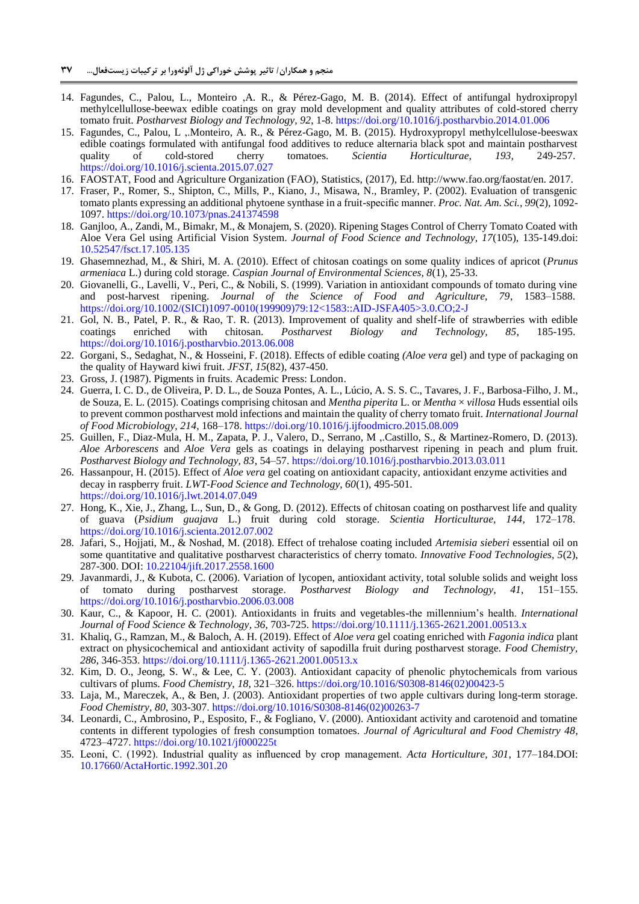14. Fagundes, C., Palou, L., Monteiro ,A. R., & Pérez-Gago, M. B. (2014). Effect of antifungal hydroxipropyl methylcellullose-beewax edible coatings on gray mold development and quality attributes of cold-stored cherry tomato fruit. *Postharvest Biology and Technology, 92*, 1-8. https://doi.org/10.1016/j.postharvbio.2014.01.006
15. Fagundes, C., Palou, L ,.Monteiro, A. R., & Pérez-Gago, M. B. (2015). Hydroxypropyl methylcellulose-beeswax edible coatings formulated with antifungal food additives to reduce alternaria black spot and maintain postharvest quality of cold-stored cherry tomatoes. *Scientia Horticulturae, 193*, 249-257. https://doi.org/10.1016/j.scienta.2015.07.027
16. FAOSTAT, Food and Agriculture Organization (FAO), Statistics, (2017), Ed. http://www.fao.org/faostat/en. 2017.
17. Fraser, P., Romer, S., Shipton, C., Mills, P., Kiano, J., Misawa, N., Bramley, P. (2002). Evaluation of transgenic tomato plants expressing an additional phytoene synthase in a fruit-specific manner. *Proc. Nat. Am. Sci., 99*(2), 1092-1097. https://doi.org/10.1073/pnas.241374598
18. Ganjloo, A., Zandi, M., Bimakr, M., & Monajem, S. (2020). Ripening Stages Control of Cherry Tomato Coated with Aloe Vera Gel using Artificial Vision System. *Journal of Food Science and Technology, 17*(105), 135-149.doi: 10.52547/fsct.17.105.135
19. Ghasemnezhad, M., & Shiri, M. A. (2010). Effect of chitosan coatings on some quality indices of apricot (*Prunus armeniaca* L.) during cold storage. *Caspian Journal of Environmental Sciences, 8*(1), 25-33.
20. Giovanelli, G., Lavelli, V., Peri, C., & Nobili, S. (1999). Variation in antioxidant compounds of tomato during vine and post-harvest ripening. *Journal of the Science of Food and Agriculture, 79*, 1583–1588. https://doi.org/10.1002/(SICI)1097-0010(199909)79:12<1583::AID-JSFA405>3.0.CO;2-J
21. Gol, N. B., Patel, P. R., & Rao, T. R. (2013). Improvement of quality and shelf-life of strawberries with edible coatings enriched with chitosan. *Postharvest Biology and Technology, 85*, 185-195. https://doi.org/10.1016/j.postharvbio.2013.06.008
22. Gorgani, S., Sedaghat, N., & Hosseini, F. (2018). Effects of edible coating *(Aloe vera* gel) and type of packaging on the quality of Hayward kiwi fruit. *JFST, 15*(82), 437-450.
23. Gross, J. (1987). Pigments in fruits. Academic Press: London.
24. Guerra, I. C. D., de Oliveira, P. D. L., de Souza Pontes, A. L., Lúcio, A. S. S. C., Tavares, J. F., Barbosa-Filho, J. M., de Souza, E. L. (2015). Coatings comprising chitosan and *Mentha piperita* L. or *Mentha* × *villosa* Huds essential oils to prevent common postharvest mold infections and maintain the quality of cherry tomato fruit. *International Journal of Food Microbiology, 214*, 168–178. https://doi.org/10.1016/j.ijfoodmicro.2015.08.009
25. Guillen, F., Diaz-Mula, H. M., Zapata, P. J., Valero, D., Serrano, M ,.Castillo, S., & Martinez-Romero, D. (2013). *Aloe Arborescens* and *Aloe Vera* gels as coatings in delaying postharvest ripening in peach and plum fruit. *Postharvest Biology and Technology, 83*, 54–57. https://doi.org/10.1016/j.postharvbio.2013.03.011
26. Hassanpour, H. (2015). Effect of *Aloe vera* gel coating on antioxidant capacity, antioxidant enzyme activities and decay in raspberry fruit. *LWT-Food Science and Technology, 60*(1), 495-501. https://doi.org/10.1016/j.lwt.2014.07.049
27. Hong, K., Xie, J., Zhang, L., Sun, D., & Gong, D. (2012). Effects of chitosan coating on postharvest life and quality of guava (*Psidium guajava* L.) fruit during cold storage. *Scientia Horticulturae, 144*, 172–178. https://doi.org/10.1016/j.scienta.2012.07.002
28. Jafari, S., Hojjati, M., & Noshad, M. (2018). Effect of trehalose coating included *Artemisia sieberi* essential oil on some quantitative and qualitative postharvest characteristics of cherry tomato. *Innovative Food Technologies, 5*(2), 287-300. DOI: 10.22104/jift.2017.2558.1600
29. Javanmardi, J., & Kubota, C. (2006). Variation of lycopen, antioxidant activity, total soluble solids and weight loss of tomato during postharvest storage. *Postharvest Biology and Technology, 41*, 151–155. https://doi.org/10.1016/j.postharvbio.2006.03.008
30. Kaur, C., & Kapoor, H. C. (2001). Antioxidants in fruits and vegetables-the millennium's health. *International Journal of Food Science & Technology, 36*, 703-725. https://doi.org/10.1111/j.1365-2621.2001.00513.x
31. Khaliq, G., Ramzan, M., & Baloch, A. H. (2019). Effect of *Aloe vera* gel coating enriched with *Fagonia indica* plant extract on physicochemical and antioxidant activity of sapodilla fruit during postharvest storage. *Food Chemistry, 286*, 346-353. https://doi.org/10.1111/j.1365-2621.2001.00513.x
32. Kim, D. O., Jeong, S. W., & Lee, C. Y. (2003). Antioxidant capacity of phenolic phytochemicals from various cultivars of plums. *Food Chemistry, 18*, 321–326. https://doi.org/10.1016/S0308-8146(02)00423-5
33. Laja, M., Mareczek, A., & Ben, J. (2003). Antioxidant properties of two apple cultivars during long-term storage. *Food Chemistry, 80*, 303-307. https://doi.org/10.1016/S0308-8146(02)00263-7
34. Leonardi, C., Ambrosino, P., Esposito, F., & Fogliano, V. (2000). Antioxidant activity and carotenoid and tomatine contents in different typologies of fresh consumption tomatoes. *Journal of Agricultural and Food Chemistry 48*, 4723–4727. https://doi.org/10.1021/jf000225t
35. Leoni, C. (1992). Industrial quality as influenced by crop management. *Acta Horticulture, 301*, 177–184.DOI: 10.17660/ActaHortic.1992.301.20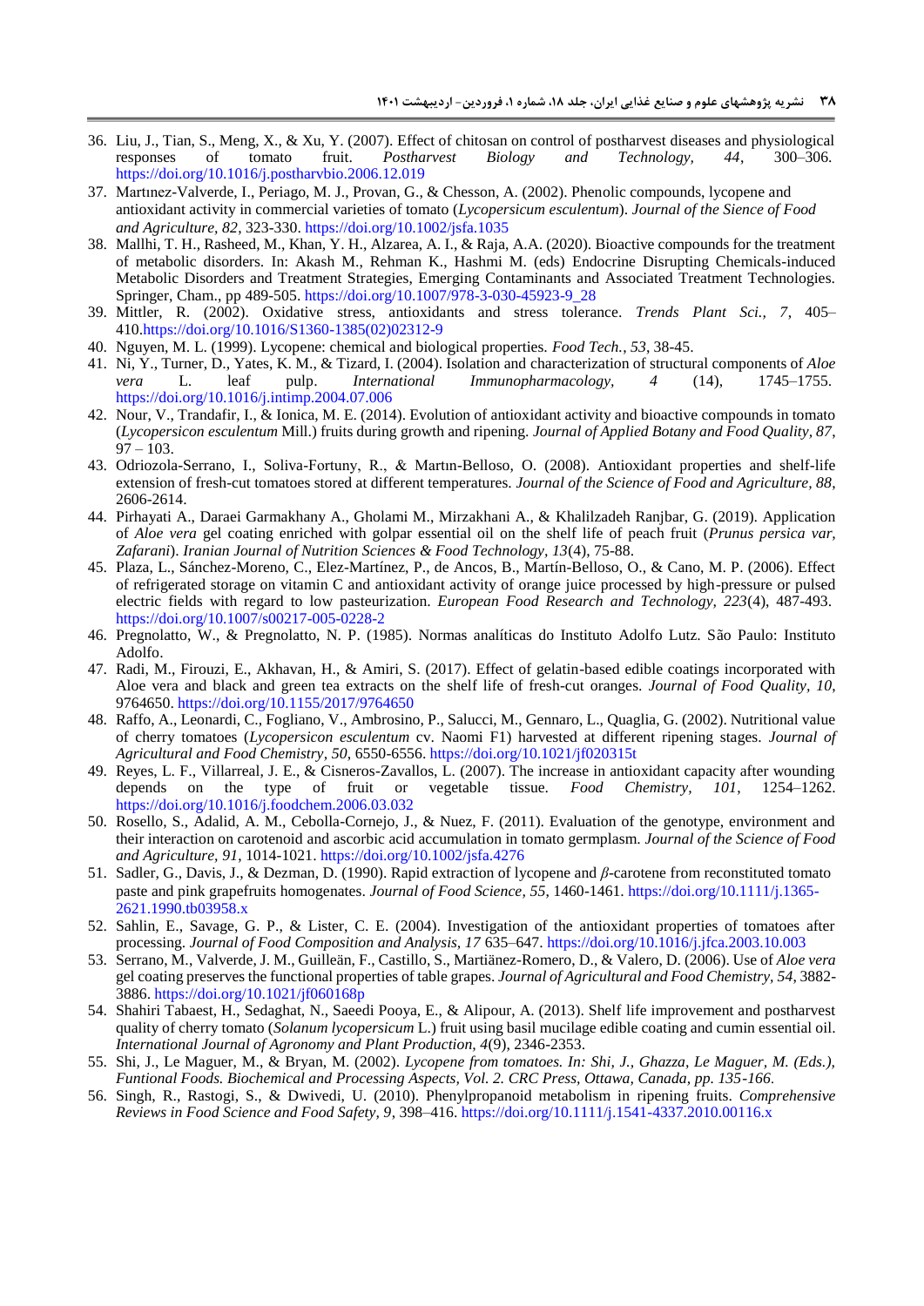36. Liu, J., Tian, S., Meng, X., & Xu, Y. (2007). Effect of chitosan on control of postharvest diseases and physiological responses of tomato fruit. *Postharvest Biology and Technology, 44*, 300–306. https://doi.org/10.1016/j.postharvbio.2006.12.019
37. Martınez-Valverde, I., Periago, M. J., Provan, G., & Chesson, A. (2002). Phenolic compounds, lycopene and antioxidant activity in commercial varieties of tomato (*Lycopersicum esculentum*). *Journal of the Sience of Food and Agriculture, 82*, 323-330. https://doi.org/10.1002/jsfa.1035
38. Mallhi, T. H., Rasheed, M., Khan, Y. H., Alzarea, A. I., & Raja, A.A. (2020). Bioactive compounds for the treatment of metabolic disorders. In: Akash M., Rehman K., Hashmi M. (eds) Endocrine Disrupting Chemicals-induced Metabolic Disorders and Treatment Strategies, Emerging Contaminants and Associated Treatment Technologies. Springer, Cham., pp 489-505. https://doi.org/10.1007/978-3-030-45923-9_28
39. Mittler, R. (2002). Oxidative stress, antioxidants and stress tolerance. *Trends Plant Sci., 7*, 405–410.https://doi.org/10.1016/S1360-1385(02)02312-9
40. Nguyen, M. L. (1999). Lycopene: chemical and biological properties. *Food Tech., 53*, 38-45.
41. Ni, Y., Turner, D., Yates, K. M., & Tizard, I. (2004). Isolation and characterization of structural components of *Aloe vera* L. leaf pulp. *International Immunopharmacology, 4* (14), 1745–1755. https://doi.org/10.1016/j.intimp.2004.07.006
42. Nour, V., Trandafir, I., & Ionica, M. E. (2014). Evolution of antioxidant activity and bioactive compounds in tomato (*Lycopersicon esculentum* Mill.) fruits during growth and ripening. *Journal of Applied Botany and Food Quality, 87*, 97 – 103.
43. Odriozola-Serrano, I., Soliva-Fortuny, R., & Martın-Belloso, O. (2008). Antioxidant properties and shelf-life extension of fresh-cut tomatoes stored at different temperatures. *Journal of the Science of Food and Agriculture, 88*, 2606-2614.
44. Pirhayati A., Daraei Garmakhany A., Gholami M., Mirzakhani A., & Khalilzadeh Ranjbar, G. (2019). Application of *Aloe vera* gel coating enriched with golpar essential oil on the shelf life of peach fruit (*Prunus persica var, Zafarani*). *Iranian Journal of Nutrition Sciences & Food Technology, 13*(4), 75-88.
45. Plaza, L., Sánchez-Moreno, C., Elez-Martínez, P., de Ancos, B., Martín-Belloso, O., & Cano, M. P. (2006). Effect of refrigerated storage on vitamin C and antioxidant activity of orange juice processed by high-pressure or pulsed electric fields with regard to low pasteurization. *European Food Research and Technology, 223*(4), 487-493. https://doi.org/10.1007/s00217-005-0228-2
46. Pregnolatto, W., & Pregnolatto, N. P. (1985). Normas analíticas do Instituto Adolfo Lutz. São Paulo: Instituto Adolfo.
47. Radi, M., Firouzi, E., Akhavan, H., & Amiri, S. (2017). Effect of gelatin-based edible coatings incorporated with Aloe vera and black and green tea extracts on the shelf life of fresh-cut oranges. *Journal of Food Quality, 10*, 9764650. https://doi.org/10.1155/2017/9764650
48. Raffo, A., Leonardi, C., Fogliano, V., Ambrosino, P., Salucci, M., Gennaro, L., Quaglia, G. (2002). Nutritional value of cherry tomatoes (*Lycopersicon esculentum* cv. Naomi F1) harvested at different ripening stages. *Journal of Agricultural and Food Chemistry, 50*, 6550-6556. https://doi.org/10.1021/jf020315t
49. Reyes, L. F., Villarreal, J. E., & Cisneros-Zavallos, L. (2007). The increase in antioxidant capacity after wounding depends on the type of fruit or vegetable tissue. *Food Chemistry, 101*, 1254–1262. https://doi.org/10.1016/j.foodchem.2006.03.032
50. Rosello, S., Adalid, A. M., Cebolla-Cornejo, J., & Nuez, F. (2011). Evaluation of the genotype, environment and their interaction on carotenoid and ascorbic acid accumulation in tomato germplasm. *Journal of the Science of Food and Agriculture, 91*, 1014-1021. https://doi.org/10.1002/jsfa.4276
51. Sadler, G., Davis, J., & Dezman, D. (1990). Rapid extraction of lycopene and *β*-carotene from reconstituted tomato paste and pink grapefruits homogenates. *Journal of Food Science, 55*, 1460-1461. https://doi.org/10.1111/j.1365-2621.1990.tb03958.x
52. Sahlin, E., Savage, G. P., & Lister, C. E. (2004). Investigation of the antioxidant properties of tomatoes after processing. *Journal of Food Composition and Analysis, 17* 635–647. https://doi.org/10.1016/j.jfca.2003.10.003
53. Serrano, M., Valverde, J. M., Guilleän, F., Castillo, S., Martiänez-Romero, D., & Valero, D. (2006). Use of *Aloe vera* gel coating preserves the functional properties of table grapes. *Journal of Agricultural and Food Chemistry, 54*, 3882-3886. https://doi.org/10.1021/jf060168p
54. Shahiri Tabaest, H., Sedaghat, N., Saeedi Pooya, E., & Alipour, A. (2013). Shelf life improvement and postharvest quality of cherry tomato (*Solanum lycopersicum* L.) fruit using basil mucilage edible coating and cumin essential oil. *International Journal of Agronomy and Plant Production, 4*(9), 2346-2353.
55. Shi, J., Le Maguer, M., & Bryan, M. (2002). *Lycopene from tomatoes. In: Shi, J., Ghazza, Le Maguer, M. (Eds.), Funtional Foods. Biochemical and Processing Aspects, Vol. 2. CRC Press, Ottawa, Canada, pp. 135-166.*
56. Singh, R., Rastogi, S., & Dwivedi, U. (2010). Phenylpropanoid metabolism in ripening fruits. *Comprehensive Reviews in Food Science and Food Safety, 9*, 398–416. https://doi.org/10.1111/j.1541-4337.2010.00116.x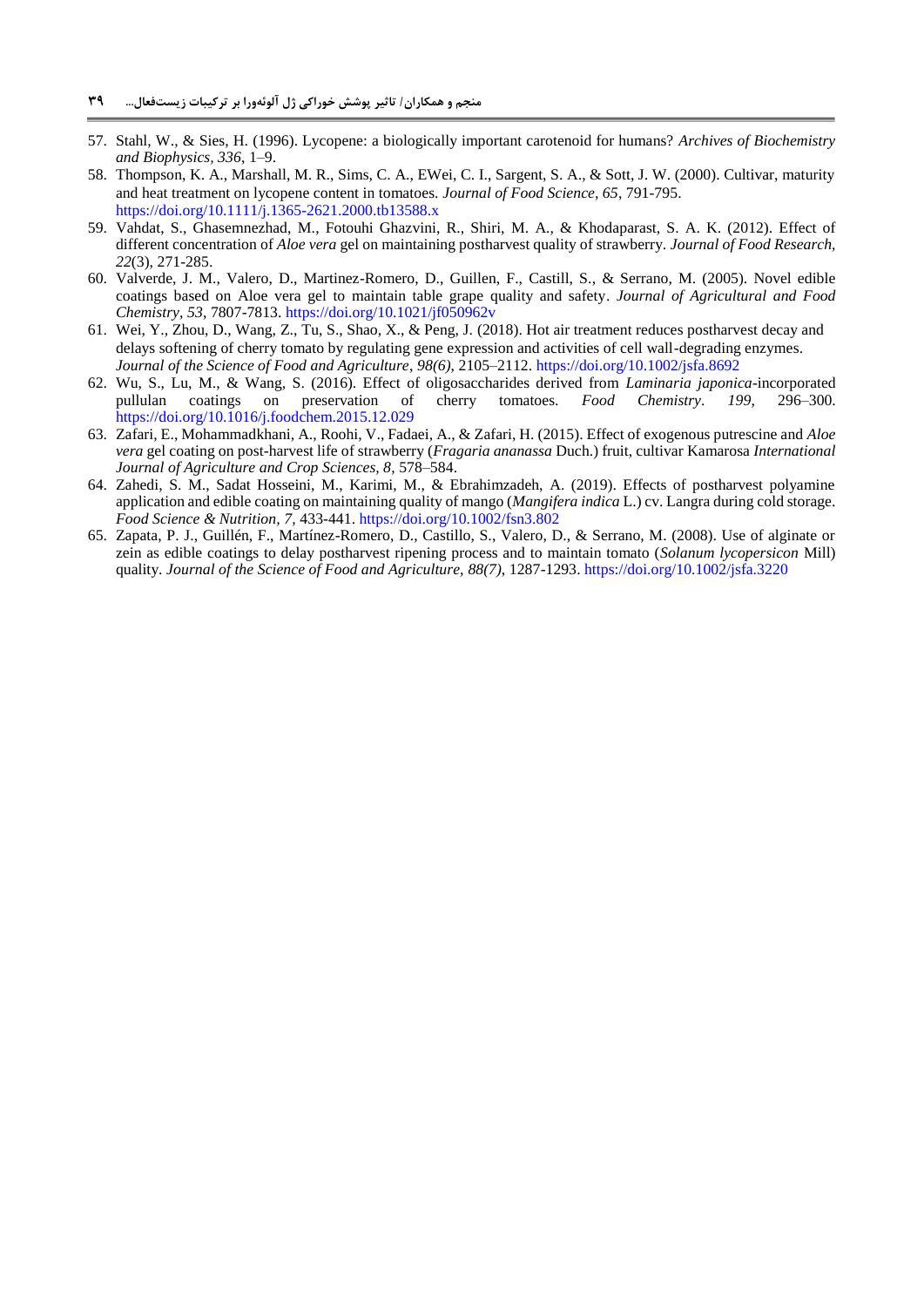57. Stahl, W., & Sies, H. (1996). Lycopene: a biologically important carotenoid for humans? *Archives of Biochemistry and Biophysics, 336*, 1–9.
58. Thompson, K. A., Marshall, M. R., Sims, C. A., EWei, C. I., Sargent, S. A., & Sott, J. W. (2000). Cultivar, maturity and heat treatment on lycopene content in tomatoes. *Journal of Food Science, 65*, 791-795. https://doi.org/10.1111/j.1365-2621.2000.tb13588.x
59. Vahdat, S., Ghasemnezhad, M., Fotouhi Ghazvini, R., Shiri, M. A., & Khodaparast, S. A. K. (2012). Effect of different concentration of *Aloe vera* gel on maintaining postharvest quality of strawberry. *Journal of Food Research, 22*(3), 271-285.
60. Valverde, J. M., Valero, D., Martinez-Romero, D., Guillen, F., Castill, S., & Serrano, M. (2005). Novel edible coatings based on Aloe vera gel to maintain table grape quality and safety. *Journal of Agricultural and Food Chemistry, 53*, 7807-7813. https://doi.org/10.1021/jf050962v
61. Wei, Y., Zhou, D., Wang, Z., Tu, S., Shao, X., & Peng, J. (2018). Hot air treatment reduces postharvest decay and delays softening of cherry tomato by regulating gene expression and activities of cell wall-degrading enzymes. *Journal of the Science of Food and Agriculture, 98(6)*, 2105–2112. https://doi.org/10.1002/jsfa.8692
62. Wu, S., Lu, M., & Wang, S. (2016). Effect of oligosaccharides derived from *Laminaria japonica*-incorporated pullulan coatings on preservation of cherry tomatoes. *Food Chemistry*. *199*, 296–300. https://doi.org/10.1016/j.foodchem.2015.12.029
63. Zafari, E., Mohammadkhani, A., Roohi, V., Fadaei, A., & Zafari, H. (2015). Effect of exogenous putrescine and *Aloe vera* gel coating on post-harvest life of strawberry (*Fragaria ananassa* Duch.) fruit, cultivar Kamarosa *International Journal of Agriculture and Crop Sciences, 8*, 578–584.
64. Zahedi, S. M., Sadat Hosseini, M., Karimi, M., & Ebrahimzadeh, A. (2019). Effects of postharvest polyamine application and edible coating on maintaining quality of mango (*Mangifera indica* L.) cv. Langra during cold storage. *Food Science & Nutrition, 7*, 433-441. https://doi.org/10.1002/fsn3.802
65. Zapata, P. J., Guillén, F., Martínez-Romero, D., Castillo, S., Valero, D., & Serrano, M. (2008). Use of alginate or zein as edible coatings to delay postharvest ripening process and to maintain tomato (*Solanum lycopersicon* Mill) quality. *Journal of the Science of Food and Agriculture, 88(7)*, 1287-1293. https://doi.org/10.1002/jsfa.3220